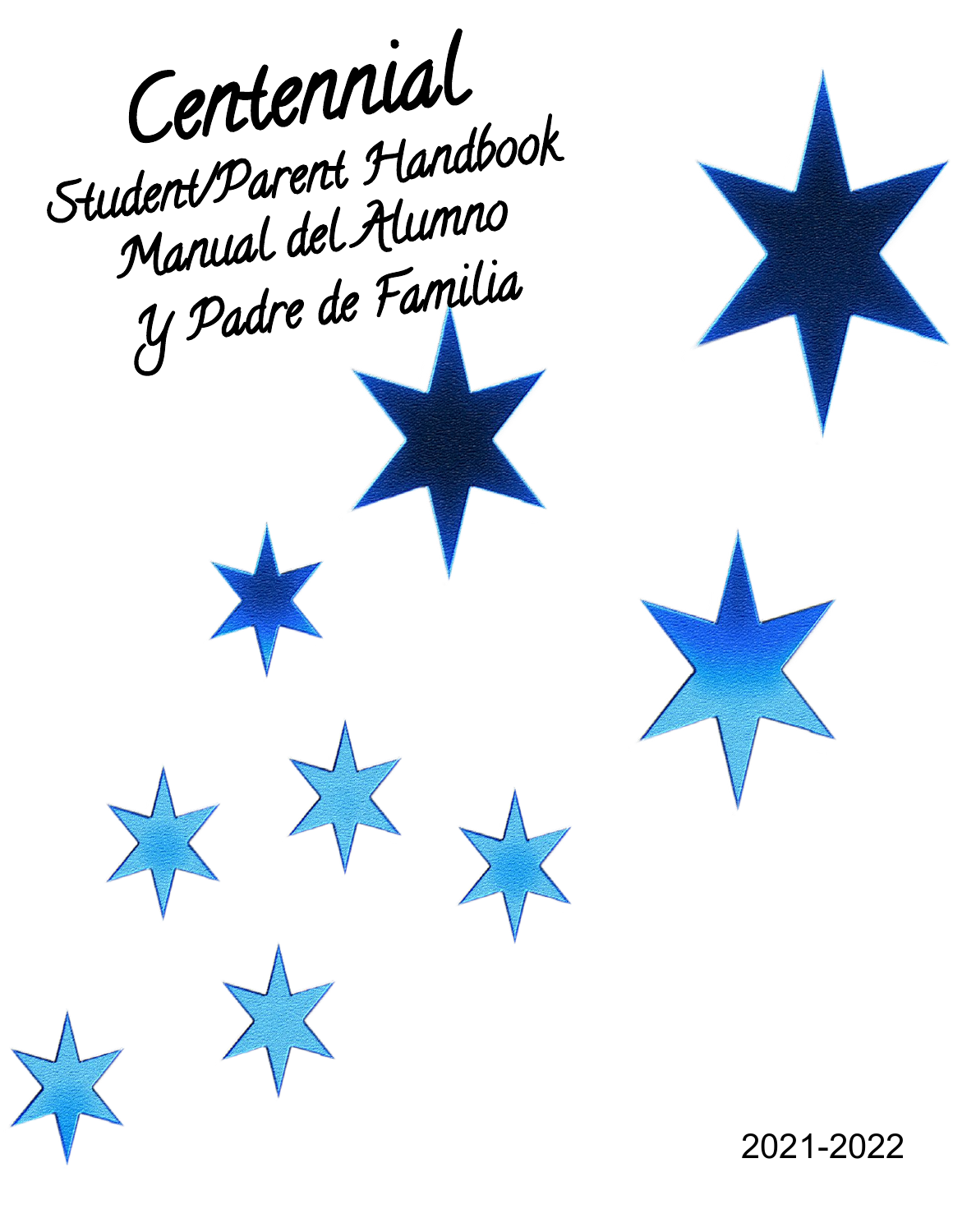# Centennial

## Student/Parent Handbook
## Manual del Alumno
## Y Padre de Familia

2021-2022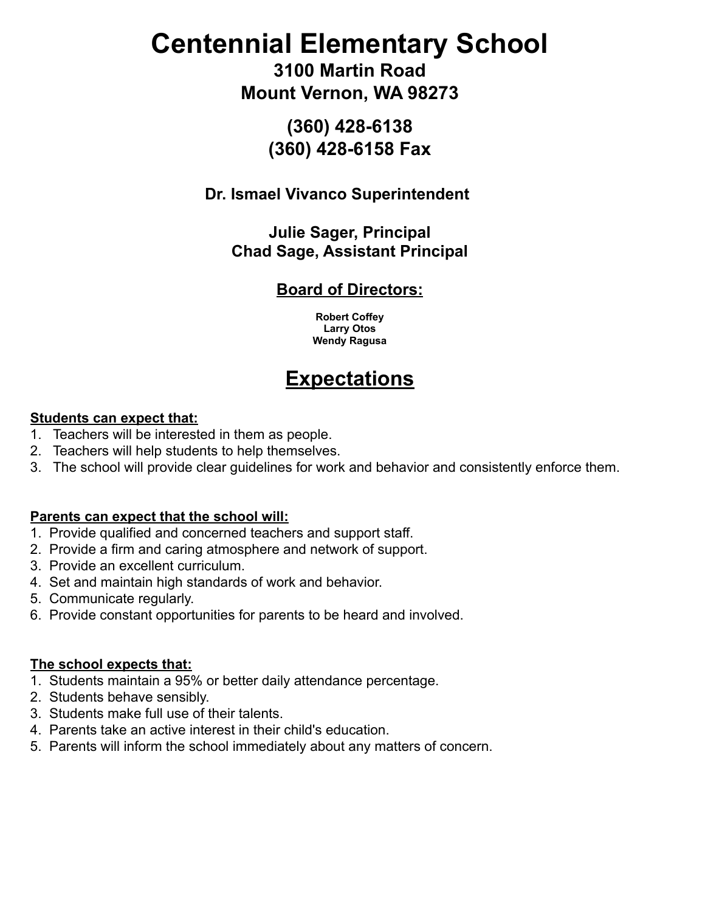# Centennial Elementary School

## 3100 Martin Road
## Mount Vernon, WA 98273

## (360) 428-6138
## (360) 428-6158 Fax

**Dr. Ismael Vivanco Superintendent**

**Julie Sager, Principal**
**Chad Sage, Assistant Principal**

### Board of Directors:

**Robert Coffey**
**Larry Otos**
**Wendy Ragusa**

## Expectations

**Students can expect that:**

1. Teachers will be interested in them as people.
2. Teachers will help students to help themselves.
3. The school will provide clear guidelines for work and behavior and consistently enforce them.

**Parents can expect that the school will:**

1. Provide qualified and concerned teachers and support staff.
2. Provide a firm and caring atmosphere and network of support.
3. Provide an excellent curriculum.
4. Set and maintain high standards of work and behavior.
5. Communicate regularly.
6. Provide constant opportunities for parents to be heard and involved.

**The school expects that:**

1. Students maintain a 95% or better daily attendance percentage.
2. Students behave sensibly.
3. Students make full use of their talents.
4. Parents take an active interest in their child's education.
5. Parents will inform the school immediately about any matters of concern.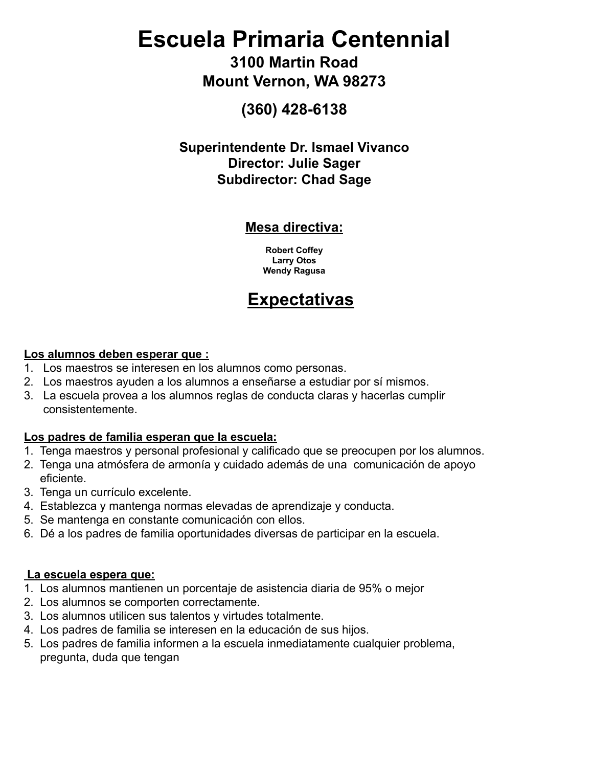# Escuela Primaria Centennial

### 3100 Martin Road
### Mount Vernon, WA 98273

### (360) 428-6138

**Superintendente Dr. Ismael Vivanco**
**Director: Julie Sager**
**Subdirector: Chad Sage**

## Mesa directiva:

**Robert Coffey**
**Larry Otos**
**Wendy Ragusa**

# Expectativas

**Los alumnos deben esperar que :**

1. Los maestros se interesen en los alumnos como personas.
2. Los maestros ayuden a los alumnos a enseñarse a estudiar por sí mismos.
3. La escuela provea a los alumnos reglas de conducta claras y hacerlas cumplir consistentemente.

**Los padres de familia esperan que la escuela:**

1. Tenga maestros y personal profesional y calificado que se preocupen por los alumnos.
2. Tenga una atmósfera de armonía y cuidado además de una comunicación de apoyo eficiente.
3. Tenga un currículo excelente.
4. Establezca y mantenga normas elevadas de aprendizaje y conducta.
5. Se mantenga en constante comunicación con ellos.
6. Dé a los padres de familia oportunidades diversas de participar en la escuela.

**La escuela espera que:**

1. Los alumnos mantienen un porcentaje de asistencia diaria de 95% o mejor
2. Los alumnos se comporten correctamente.
3. Los alumnos utilicen sus talentos y virtudes totalmente.
4. Los padres de familia se interesen en la educación de sus hijos.
5. Los padres de familia informen a la escuela inmediatamente cualquier problema, pregunta, duda que tengan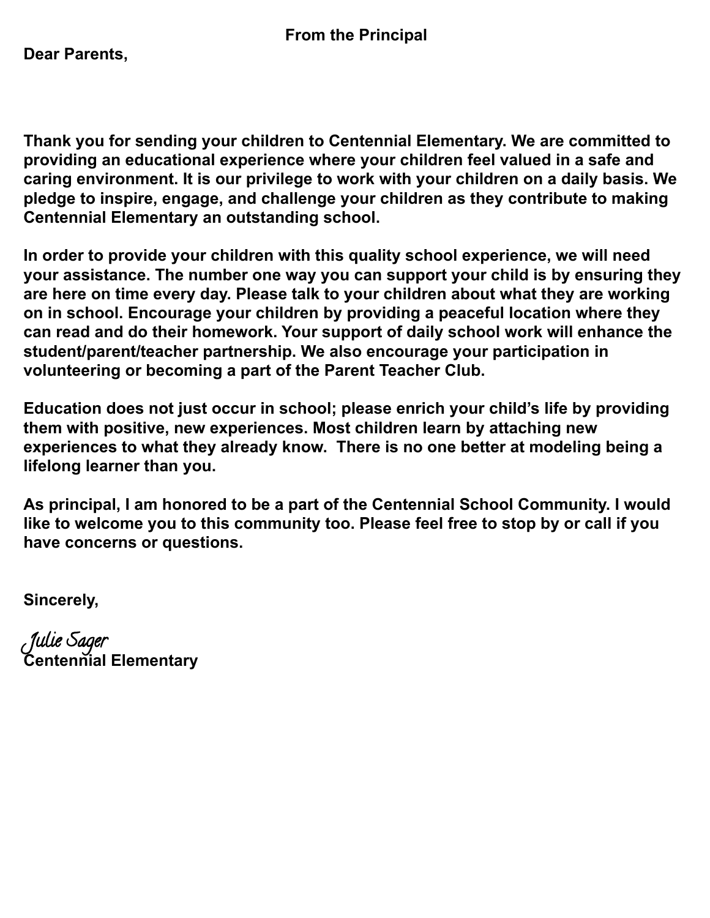## From the Principal

**Dear Parents,**

**Thank you for sending your children to Centennial Elementary. We are committed to providing an educational experience where your children feel valued in a safe and caring environment. It is our privilege to work with your children on a daily basis. We pledge to inspire, engage, and challenge your children as they contribute to making Centennial Elementary an outstanding school.**

**In order to provide your children with this quality school experience, we will need your assistance. The number one way you can support your child is by ensuring they are here on time every day. Please talk to your children about what they are working on in school. Encourage your children by providing a peaceful location where they can read and do their homework. Your support of daily school work will enhance the student/parent/teacher partnership. We also encourage your participation in volunteering or becoming a part of the Parent Teacher Club.**

**Education does not just occur in school; please enrich your child's life by providing them with positive, new experiences. Most children learn by attaching new experiences to what they already know. There is no one better at modeling being a lifelong learner than you.**

**As principal, I am honored to be a part of the Centennial School Community. I would like to welcome you to this community too. Please feel free to stop by or call if you have concerns or questions.**

**Sincerely,**

*Julie Sager*
**Centennial Elementary**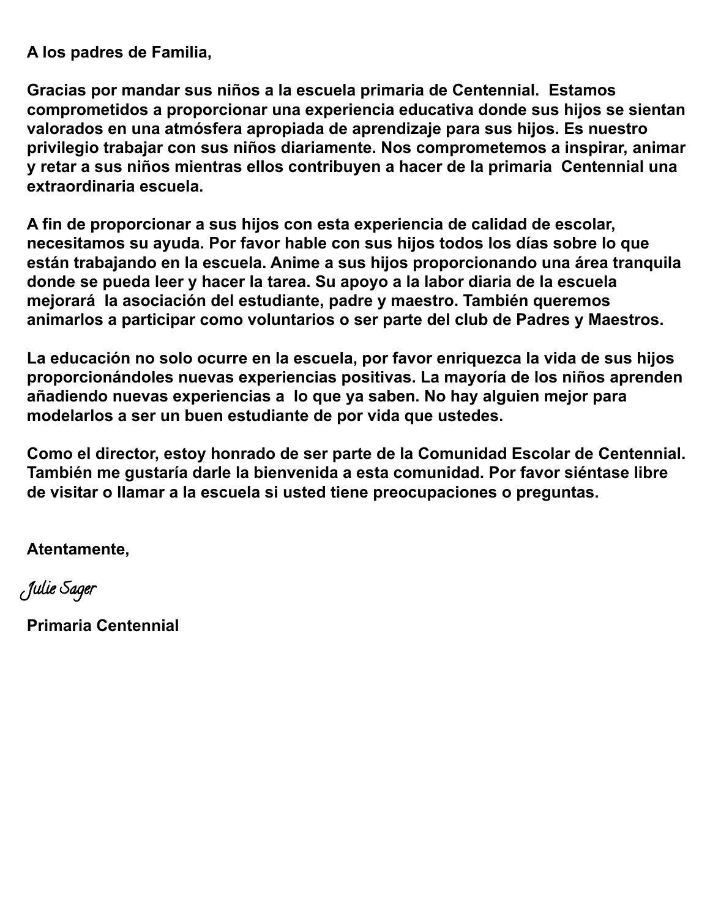**A los padres de Familia,**

**Gracias por mandar sus niños a la escuela primaria de Centennial. Estamos comprometidos a proporcionar una experiencia educativa donde sus hijos se sientan valorados en una atmósfera apropiada de aprendizaje para sus hijos. Es nuestro privilegio trabajar con sus niños diariamente. Nos comprometemos a inspirar, animar y retar a sus niños mientras ellos contribuyen a hacer de la primaria Centennial una extraordinaria escuela.**

**A fin de proporcionar a sus hijos con esta experiencia de calidad de escolar, necesitamos su ayuda. Por favor hable con sus hijos todos los días sobre lo que están trabajando en la escuela. Anime a sus hijos proporcionando una área tranquila donde se pueda leer y hacer la tarea. Su apoyo a la labor diaria de la escuela mejorará la asociación del estudiante, padre y maestro. También queremos animarlos a participar como voluntarios o ser parte del club de Padres y Maestros.**

**La educación no solo ocurre en la escuela, por favor enriquezca la vida de sus hijos proporcionándoles nuevas experiencias positivas. La mayoría de los niños aprenden añadiendo nuevas experiencias a lo que ya saben. No hay alguien mejor para modelarlos a ser un buen estudiante de por vida que ustedes.**

**Como el director, estoy honrado de ser parte de la Comunidad Escolar de Centennial. También me gustaría darle la bienvenida a esta comunidad. Por favor siéntase libre de visitar o llamar a la escuela si usted tiene preocupaciones o preguntas.**

**Atentamente,**

*Julie Sager*

**Primaria Centennial**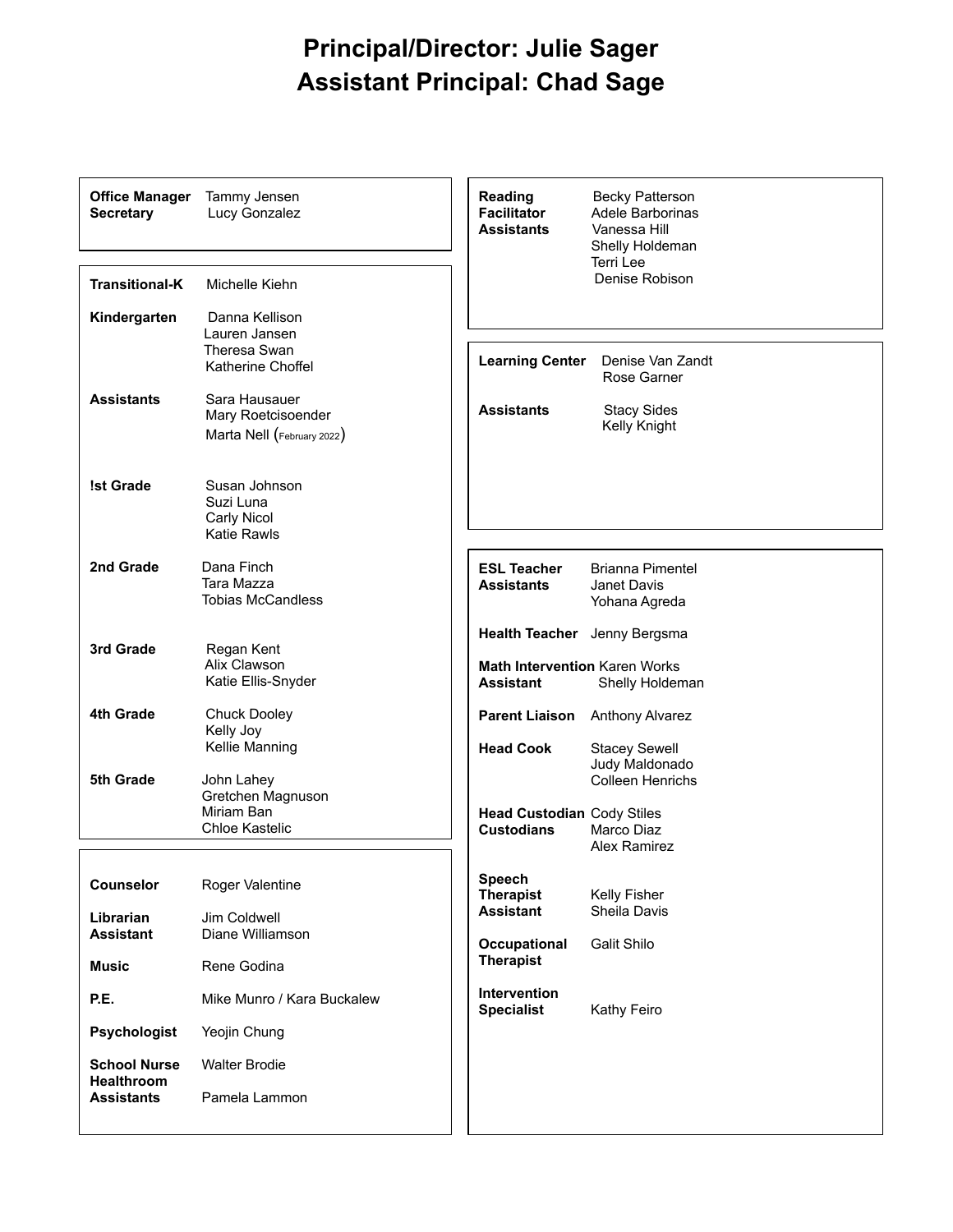# Principal/Director: Julie Sager
# Assistant Principal: Chad Sage

**Office Manager** Tammy Jensen
**Secretary** Lucy Gonzalez

**Transitional-K** Michelle Kiehn

**Kindergarten** Danna Kellison
Lauren Jansen
Theresa Swan
Katherine Choffel

**Assistants** Sara Hausauer
Mary Roetcisoender
Marta Nell (February 2022)

**!st Grade** Susan Johnson
Suzi Luna
Carly Nicol
Katie Rawls

**2nd Grade** Dana Finch
Tara Mazza
Tobias McCandless

**3rd Grade** Regan Kent
Alix Clawson
Katie Ellis-Snyder

**4th Grade** Chuck Dooley
Kelly Joy
Kellie Manning

**5th Grade** John Lahey
Gretchen Magnuson
Miriam Ban
Chloe Kastelic

**Counselor** Roger Valentine

**Librarian** Jim Coldwell
**Assistant** Diane Williamson

**Music** Rene Godina

**P.E.** Mike Munro / Kara Buckalew

**Psychologist** Yeojin Chung

**School Nurse** Walter Brodie
**Healthroom Assistants** Pamela Lammon

**Reading** Becky Patterson
**Facilitator** Adele Barborinas
**Assistants** Vanessa Hill
Shelly Holdeman
Terri Lee
Denise Robison

**Learning Center** Denise Van Zandt
Rose Garner

**Assistants** Stacy Sides
Kelly Knight

**ESL Teacher** Brianna Pimentel
**Assistants** Janet Davis
Yohana Agreda

**Health Teacher** Jenny Bergsma

**Math Intervention** Karen Works
**Assistant** Shelly Holdeman

**Parent Liaison** Anthony Alvarez

**Head Cook** Stacey Sewell
Judy Maldonado
Colleen Henrichs

**Head Custodian** Cody Stiles
**Custodians** Marco Diaz
Alex Ramirez

**Speech Therapist** Kelly Fisher
**Assistant** Sheila Davis

**Occupational Therapist** Galit Shilo

**Intervention Specialist** Kathy Feiro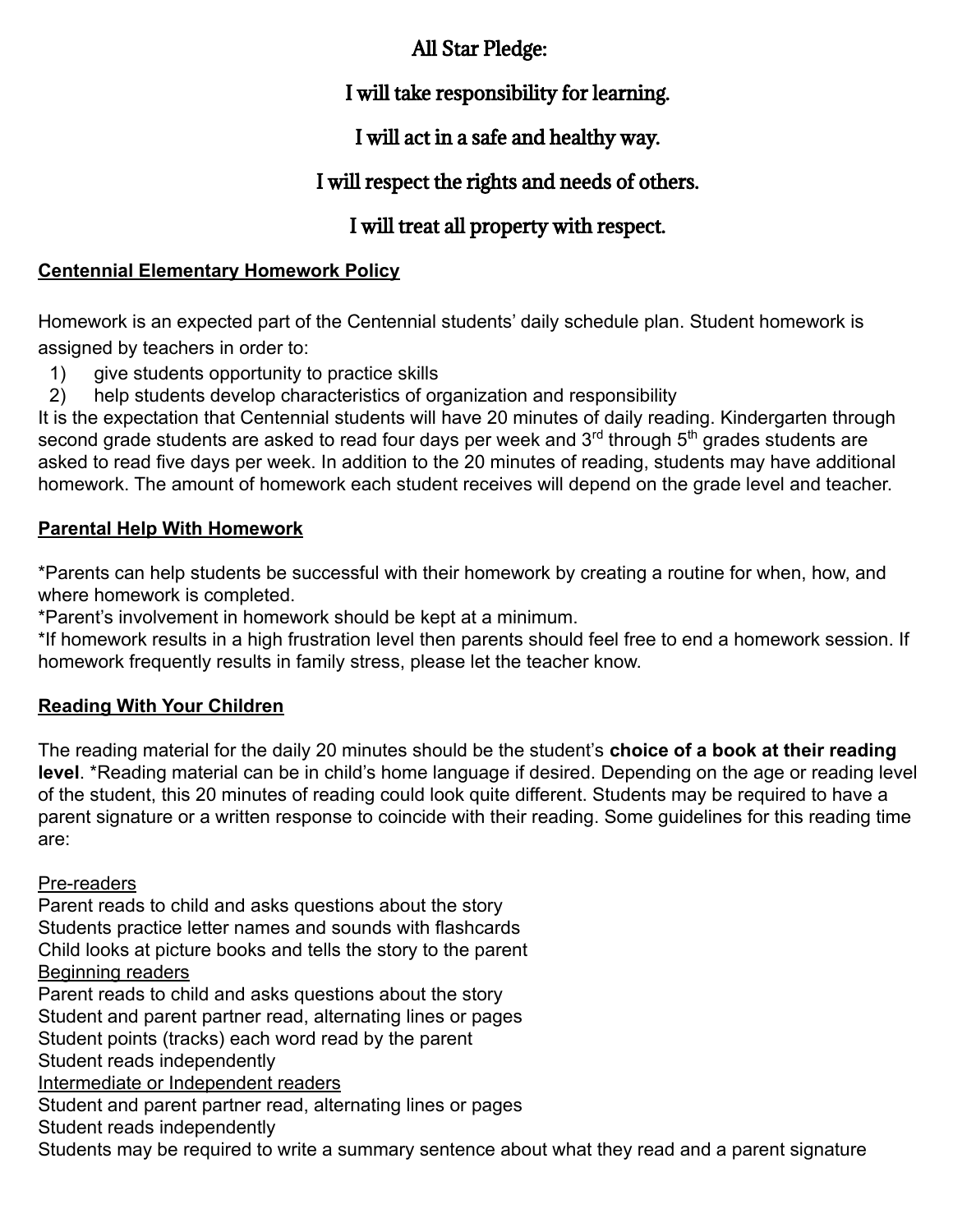## All Star Pledge:

## I will take responsibility for learning.

## I will act in a safe and healthy way.

## I will respect the rights and needs of others.

## I will treat all property with respect.

**Centennial Elementary Homework Policy**

Homework is an expected part of the Centennial students' daily schedule plan. Student homework is assigned by teachers in order to:

1) give students opportunity to practice skills
2) help students develop characteristics of organization and responsibility

It is the expectation that Centennial students will have 20 minutes of daily reading. Kindergarten through second grade students are asked to read four days per week and 3rd through 5th grades students are asked to read five days per week. In addition to the 20 minutes of reading, students may have additional homework. The amount of homework each student receives will depend on the grade level and teacher.

**Parental Help With Homework**

*Parents can help students be successful with their homework by creating a routine for when, how, and where homework is completed.
*Parent's involvement in homework should be kept at a minimum.
*If homework results in a high frustration level then parents should feel free to end a homework session. If homework frequently results in family stress, please let the teacher know.

**Reading With Your Children**

The reading material for the daily 20 minutes should be the student's **choice of a book at their reading level**. *Reading material can be in child's home language if desired. Depending on the age or reading level of the student, this 20 minutes of reading could look quite different. Students may be required to have a parent signature or a written response to coincide with their reading. Some guidelines for this reading time are:

Pre-readers
Parent reads to child and asks questions about the story
Students practice letter names and sounds with flashcards
Child looks at picture books and tells the story to the parent
Beginning readers
Parent reads to child and asks questions about the story
Student and parent partner read, alternating lines or pages
Student points (tracks) each word read by the parent
Student reads independently
Intermediate or Independent readers
Student and parent partner read, alternating lines or pages
Student reads independently
Students may be required to write a summary sentence about what they read and a parent signature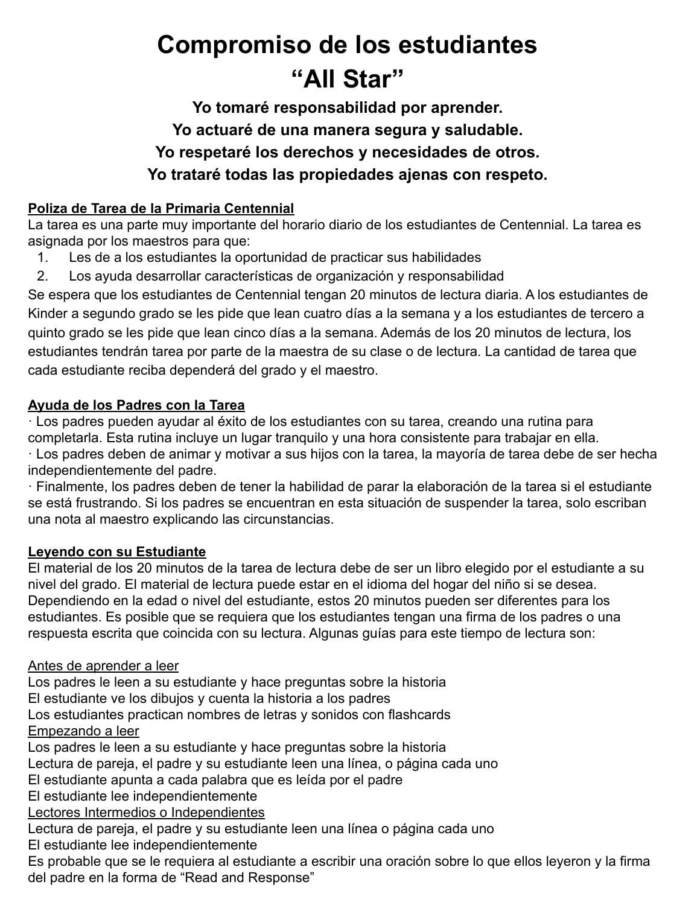# Compromiso de los estudiantes "All Star"

**Yo tomaré responsabilidad por aprender.**
**Yo actuaré de una manera segura y saludable.**
**Yo respetaré los derechos y necesidades de otros.**
**Yo trataré todas las propiedades ajenas con respeto.**

**<u>Poliza de Tarea de la Primaria Centennial</u>**
La tarea es una parte muy importante del horario diario de los estudiantes de Centennial. La tarea es asignada por los maestros para que:

1. Les de a los estudiantes la oportunidad de practicar sus habilidades
2. Los ayuda desarrollar características de organización y responsabilidad

Se espera que los estudiantes de Centennial tengan 20 minutos de lectura diaria. A los estudiantes de Kinder a segundo grado se les pide que lean cuatro días a la semana y a los estudiantes de tercero a quinto grado se les pide que lean cinco días a la semana. Además de los 20 minutos de lectura, los estudiantes tendrán tarea por parte de la maestra de su clase o de lectura. La cantidad de tarea que cada estudiante reciba dependerá del grado y el maestro.

**<u>Ayuda de los Padres con la Tarea</u>**
· Los padres pueden ayudar al éxito de los estudiantes con su tarea, creando una rutina para completarla. Esta rutina incluye un lugar tranquilo y una hora consistente para trabajar en ella.
· Los padres deben de animar y motivar a sus hijos con la tarea, la mayoría de tarea debe de ser hecha independientemente del padre.
· Finalmente, los padres deben de tener la habilidad de parar la elaboración de la tarea si el estudiante se está frustrando. Si los padres se encuentran en esta situación de suspender la tarea, solo escriban una nota al maestro explicando las circunstancias.

**<u>Leyendo con su Estudiante</u>**
El material de los 20 minutos de la tarea de lectura debe de ser un libro elegido por el estudiante a su nivel del grado. El material de lectura puede estar en el idioma del hogar del niño si se desea. Dependiendo en la edad o nivel del estudiante, estos 20 minutos pueden ser diferentes para los estudiantes. Es posible que se requiera que los estudiantes tengan una firma de los padres o una respuesta escrita que coincida con su lectura. Algunas guías para este tiempo de lectura son:

<u>Antes de aprender a leer</u>
Los padres le leen a su estudiante y hace preguntas sobre la historia
El estudiante ve los dibujos y cuenta la historia a los padres
Los estudiantes practican nombres de letras y sonidos con flashcards

<u>Empezando a leer</u>
Los padres le leen a su estudiante y hace preguntas sobre la historia
Lectura de pareja, el padre y su estudiante leen una línea, o página cada uno
El estudiante apunta a cada palabra que es leída por el padre
El estudiante lee independientemente

<u>Lectores Intermedios o Independientes</u>
Lectura de pareja, el padre y su estudiante leen una línea o página cada uno
El estudiante lee independientemente
Es probable que se le requiera al estudiante a escribir una oración sobre lo que ellos leyeron y la firma del padre en la forma de "Read and Response"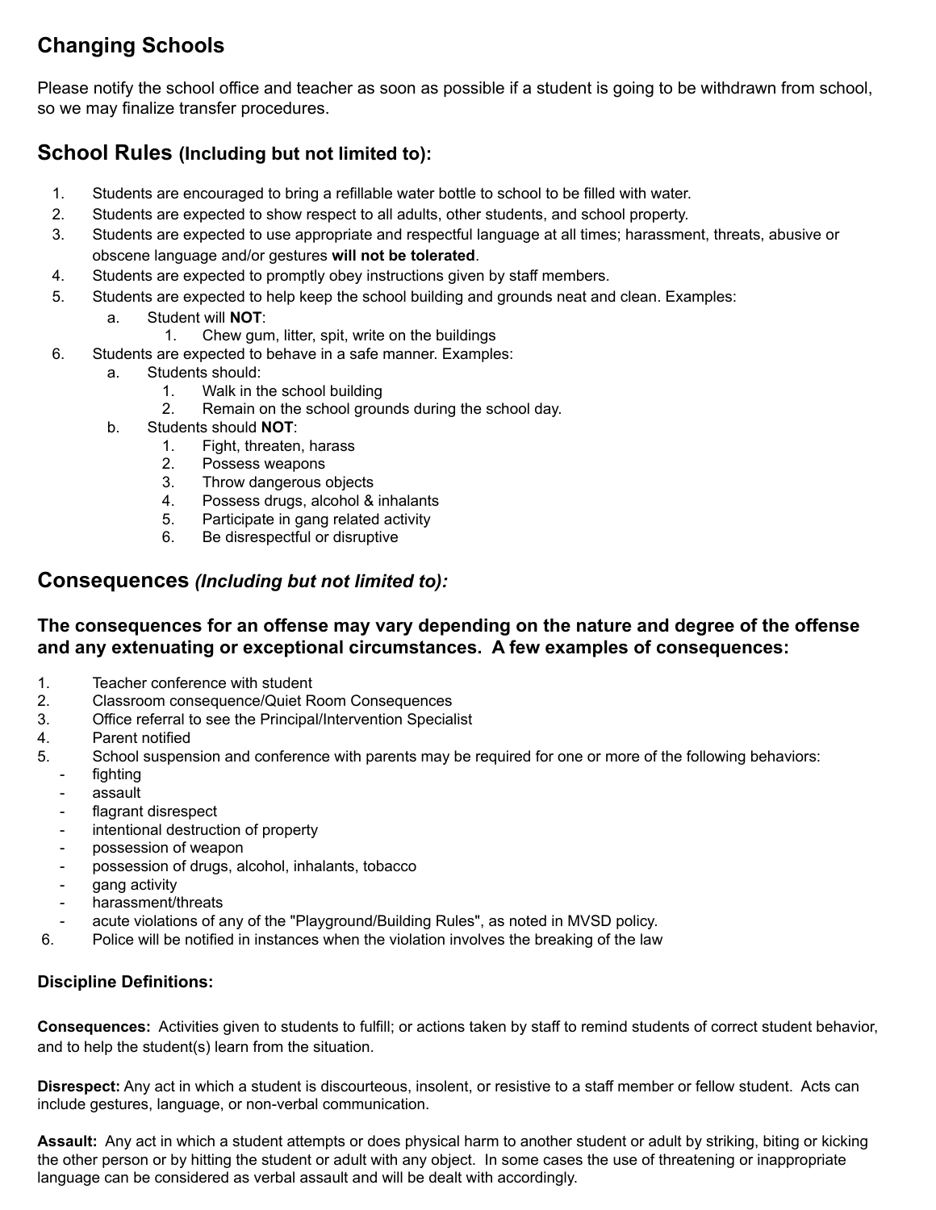## Changing Schools

Please notify the school office and teacher as soon as possible if a student is going to be withdrawn from school, so we may finalize transfer procedures.

## School Rules (Including but not limited to):

1. Students are encouraged to bring a refillable water bottle to school to be filled with water.
2. Students are expected to show respect to all adults, other students, and school property.
3. Students are expected to use appropriate and respectful language at all times; harassment, threats, abusive or obscene language and/or gestures **will not be tolerated**.
4. Students are expected to promptly obey instructions given by staff members.
5. Students are expected to help keep the school building and grounds neat and clean. Examples:
   a. Student will **NOT**:
      1. Chew gum, litter, spit, write on the buildings
6. Students are expected to behave in a safe manner. Examples:
   a. Students should:
      1. Walk in the school building
      2. Remain on the school grounds during the school day.
   b. Students should **NOT**:
      1. Fight, threaten, harass
      2. Possess weapons
      3. Throw dangerous objects
      4. Possess drugs, alcohol & inhalants
      5. Participate in gang related activity
      6. Be disrespectful or disruptive

## Consequences *(Including but not limited to):*

### The consequences for an offense may vary depending on the nature and degree of the offense and any extenuating or exceptional circumstances. A few examples of consequences:

1. Teacher conference with student
2. Classroom consequence/Quiet Room Consequences
3. Office referral to see the Principal/Intervention Specialist
4. Parent notified
5. School suspension and conference with parents may be required for one or more of the following behaviors:
   - fighting
   - assault
   - flagrant disrespect
   - intentional destruction of property
   - possession of weapon
   - possession of drugs, alcohol, inhalants, tobacco
   - gang activity
   - harassment/threats
   - acute violations of any of the "Playground/Building Rules", as noted in MVSD policy.
6. Police will be notified in instances when the violation involves the breaking of the law

**Discipline Definitions:**

**Consequences:** Activities given to students to fulfill; or actions taken by staff to remind students of correct student behavior, and to help the student(s) learn from the situation.

**Disrespect:** Any act in which a student is discourteous, insolent, or resistive to a staff member or fellow student. Acts can include gestures, language, or non-verbal communication.

**Assault:** Any act in which a student attempts or does physical harm to another student or adult by striking, biting or kicking the other person or by hitting the student or adult with any object. In some cases the use of threatening or inappropriate language can be considered as verbal assault and will be dealt with accordingly.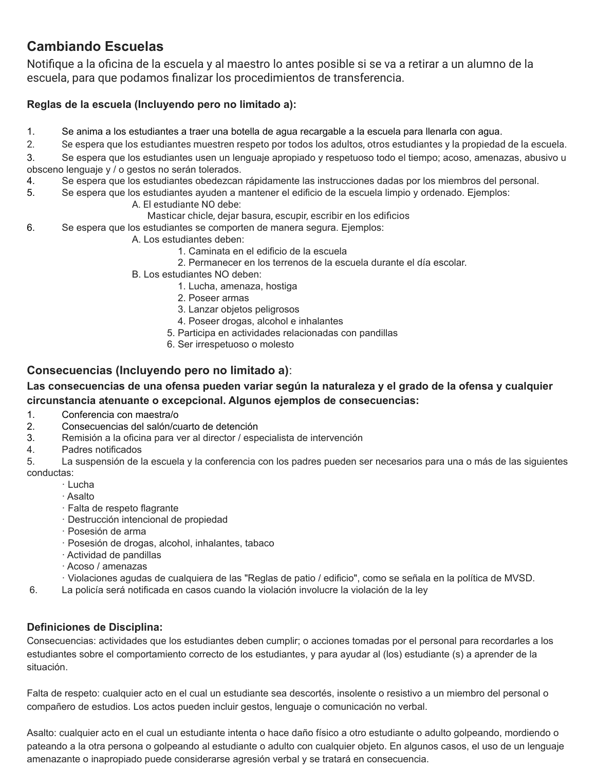## Cambiando Escuelas

Notifique a la oficina de la escuela y al maestro lo antes posible si se va a retirar a un alumno de la escuela, para que podamos finalizar los procedimientos de transferencia.

**Reglas de la escuela (Incluyendo pero no limitado a):**

1. Se anima a los estudiantes a traer una botella de agua recargable a la escuela para llenarla con agua.
2. Se espera que los estudiantes muestren respeto por todos los adultos, otros estudiantes y la propiedad de la escuela.
3. Se espera que los estudiantes usen un lenguaje apropiado y respetuoso todo el tiempo; acoso, amenazas, abusivo u obsceno lenguaje y / o gestos no serán tolerados.
4. Se espera que los estudiantes obedezcan rápidamente las instrucciones dadas por los miembros del personal.
5. Se espera que los estudiantes ayuden a mantener el edificio de la escuela limpio y ordenado. Ejemplos:
   - A. El estudiante NO debe:
     - Masticar chicle, dejar basura, escupir, escribir en los edificios
6. Se espera que los estudiantes se comporten de manera segura. Ejemplos:
   - A. Los estudiantes deben:
     1. Caminata en el edificio de la escuela
     2. Permanecer en los terrenos de la escuela durante el día escolar.
   - B. Los estudiantes NO deben:
     1. Lucha, amenaza, hostiga
     2. Poseer armas
     3. Lanzar objetos peligrosos
     4. Poseer drogas, alcohol e inhalantes
     5. Participa en actividades relacionadas con pandillas
     6. Ser irrespetuoso o molesto

### Consecuencias (Incluyendo pero no limitado a):

**Las consecuencias de una ofensa pueden variar según la naturaleza y el grado de la ofensa y cualquier circunstancia atenuante o excepcional. Algunos ejemplos de consecuencias:**

1. Conferencia con maestra/o
2. Consecuencias del salón/cuarto de detención
3. Remisión a la oficina para ver al director / especialista de intervención
4. Padres notificados
5. La suspensión de la escuela y la conferencia con los padres pueden ser necesarios para una o más de las siguientes conductas:
   - Lucha
   - Asalto
   - Falta de respeto flagrante
   - Destrucción intencional de propiedad
   - Posesión de arma
   - Posesión de drogas, alcohol, inhalantes, tabaco
   - Actividad de pandillas
   - Acoso / amenazas
   - Violaciones agudas de cualquiera de las "Reglas de patio / edificio", como se señala en la política de MVSD.
6. La policía será notificada en casos cuando la violación involucre la violación de la ley

**Definiciones de Disciplina:**

Consecuencias: actividades que los estudiantes deben cumplir; o acciones tomadas por el personal para recordarles a los estudiantes sobre el comportamiento correcto de los estudiantes, y para ayudar al (los) estudiante (s) a aprender de la situación.

Falta de respeto: cualquier acto en el cual un estudiante sea descortés, insolente o resistivo a un miembro del personal o compañero de estudios. Los actos pueden incluir gestos, lenguaje o comunicación no verbal.

Asalto: cualquier acto en el cual un estudiante intenta o hace daño físico a otro estudiante o adulto golpeando, mordiendo o pateando a la otra persona o golpeando al estudiante o adulto con cualquier objeto. En algunos casos, el uso de un lenguaje amenazante o inapropiado puede considerarse agresión verbal y se tratará en consecuencia.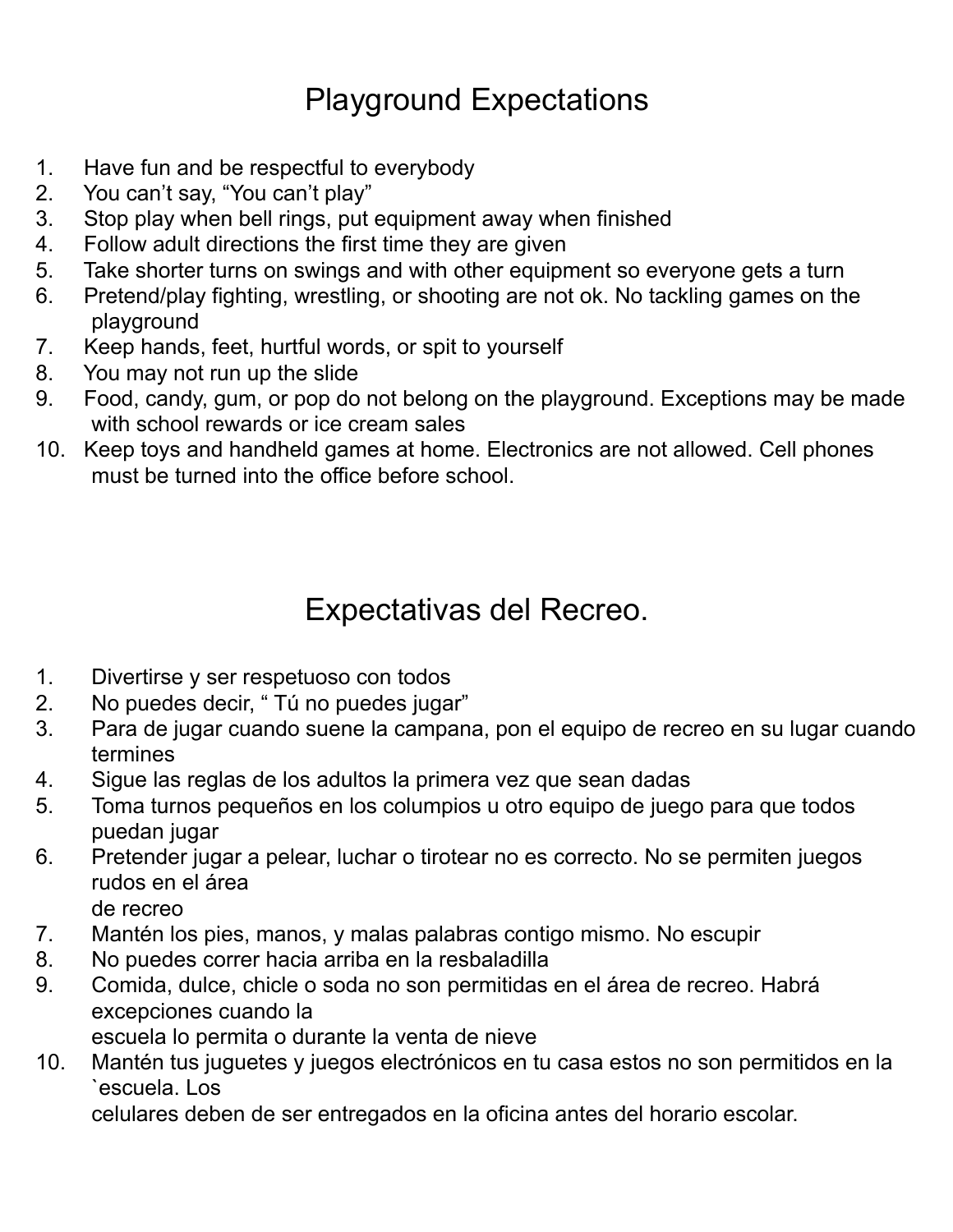# Playground Expectations

1. Have fun and be respectful to everybody
2. You can't say, "You can't play"
3. Stop play when bell rings, put equipment away when finished
4. Follow adult directions the first time they are given
5. Take shorter turns on swings and with other equipment so everyone gets a turn
6. Pretend/play fighting, wrestling, or shooting are not ok. No tackling games on the playground
7. Keep hands, feet, hurtful words, or spit to yourself
8. You may not run up the slide
9. Food, candy, gum, or pop do not belong on the playground. Exceptions may be made with school rewards or ice cream sales
10. Keep toys and handheld games at home. Electronics are not allowed. Cell phones must be turned into the office before school.

# Expectativas del Recreo.

1. Divertirse y ser respetuoso con todos
2. No puedes decir, " Tú no puedes jugar"
3. Para de jugar cuando suene la campana, pon el equipo de recreo en su lugar cuando termines
4. Sigue las reglas de los adultos la primera vez que sean dadas
5. Toma turnos pequeños en los columpios u otro equipo de juego para que todos puedan jugar
6. Pretender jugar a pelear, luchar o tirotear no es correcto. No se permiten juegos rudos en el área de recreo
7. Mantén los pies, manos, y malas palabras contigo mismo. No escupir
8. No puedes correr hacia arriba en la resbaladilla
9. Comida, dulce, chicle o soda no son permitidas en el área de recreo. Habrá excepciones cuando la escuela lo permita o durante la venta de nieve
10. Mantén tus juguetes y juegos electrónicos en tu casa estos no son permitidos en la `escuela. Los celulares deben de ser entregados en la oficina antes del horario escolar.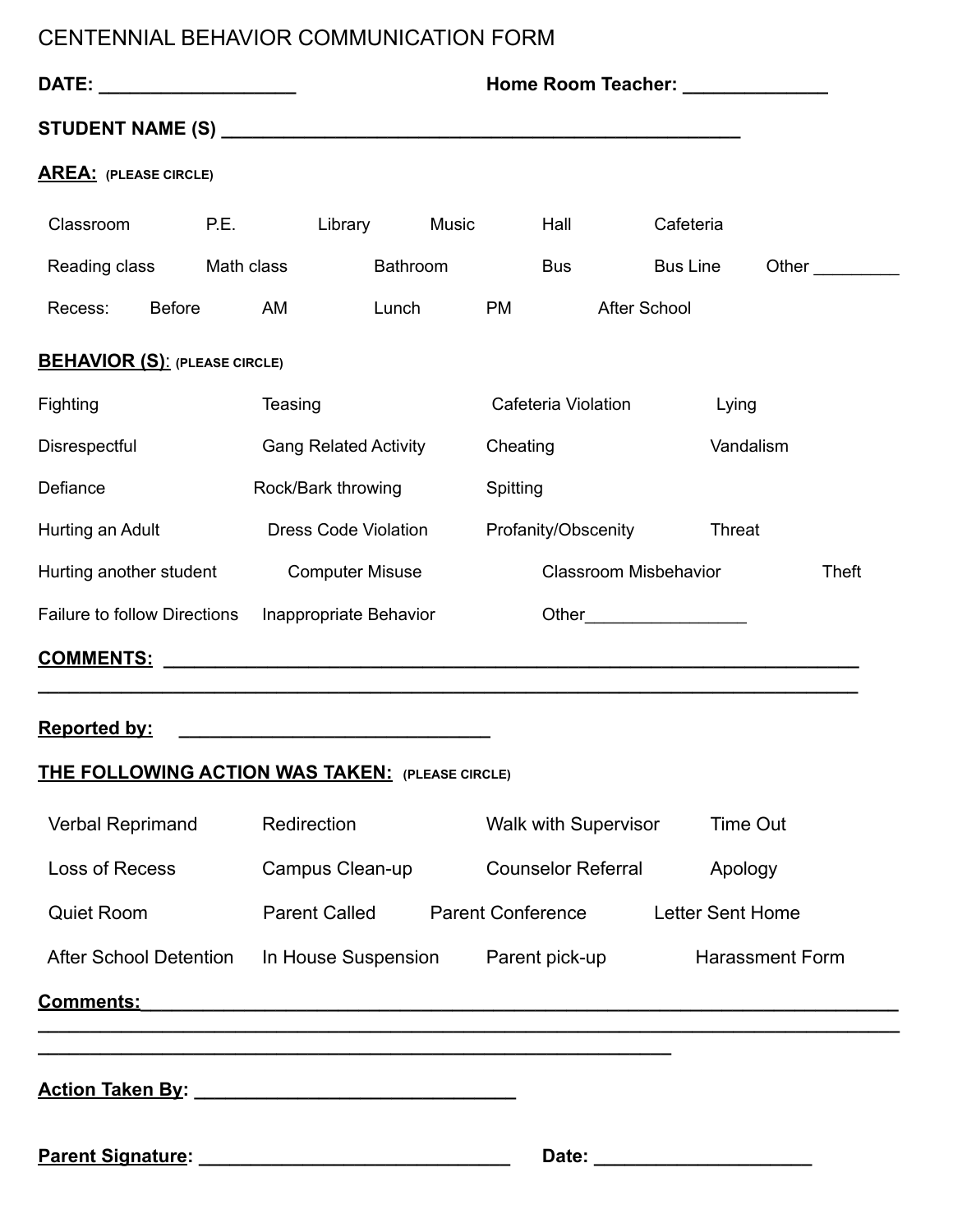# CENTENNIAL BEHAVIOR COMMUNICATION FORM

**DATE:** ___________________ **Home Room Teacher:** ______________

**STUDENT NAME (S)** __________________________________________________

**AREA:** **(PLEASE CIRCLE)**

| | | | | | | |
|---|---|---|---|---|---|---|
| Classroom | P.E. | Library | Music | Hall | Cafeteria | |
| Reading class | Math class | Bathroom | Bus | Bus Line | Other _________ | |
| Recess: | Before | AM | Lunch | PM | After School | |

**BEHAVIOR (S)**: **(PLEASE CIRCLE)**

| | | | |
|---|---|---|---|
| Fighting | Teasing | Cafeteria Violation | Lying |
| Disrespectful | Gang Related Activity | Cheating | Vandalism |
| Defiance | Rock/Bark throwing | Spitting | |
| Hurting an Adult | Dress Code Violation | Profanity/Obscenity | Threat |
| Hurting another student | Computer Misuse | Classroom Misbehavior | Theft |
| Failure to follow Directions | Inappropriate Behavior | Other_________________ | |

**COMMENTS:** ____________________________________________________________________
__________________________________________________________________________________

**Reported by:** _______________________________

**THE FOLLOWING ACTION WAS TAKEN:** **(PLEASE CIRCLE)**

| | | | |
|---|---|---|---|
| Verbal Reprimand | Redirection | Walk with Supervisor | Time Out |
| Loss of Recess | Campus Clean-up | Counselor Referral | Apology |
| Quiet Room | Parent Called | Parent Conference | Letter Sent Home |
| After School Detention | In House Suspension | Parent pick-up | Harassment Form |

**Comments:**_____________________________________________________________________
__________________________________________________________________________________
_____________________________________________________________

**Action Taken By:** _______________________________

**Parent Signature:** ______________________________ **Date:** _____________________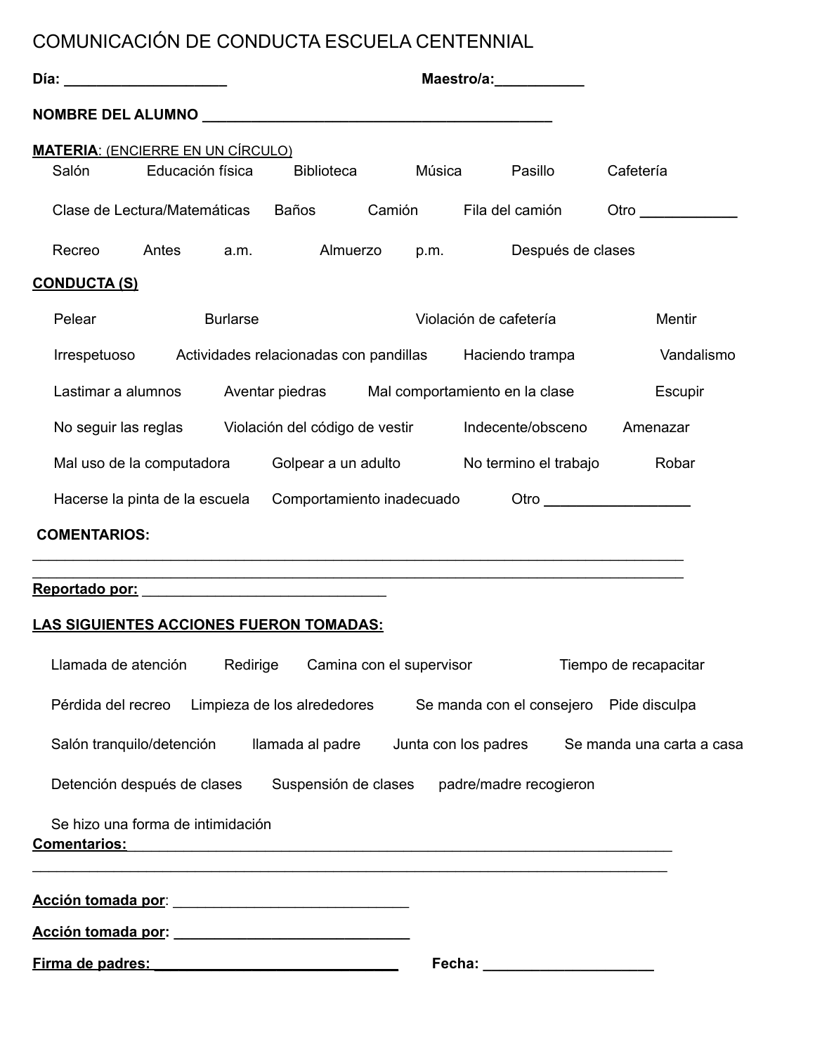# COMUNICACIÓN DE CONDUCTA ESCUELA CENTENNIAL

**Día:** ____________________ **Maestro/a:**___________

**NOMBRE DEL ALUMNO** ___________________________________________

**MATERIA**: (ENCIERRE EN UN CÍRCULO)

Salón Educación física Biblioteca Música Pasillo Cafetería

Clase de Lectura/Matemáticas Baños Camión Fila del camión Otro ____________

Recreo Antes a.m. Almuerzo p.m. Después de clases

**CONDUCTA (S)**

Pelear Burlarse Violación de cafetería Mentir

Irrespetuoso Actividades relacionadas con pandillas Haciendo trampa Vandalismo

Lastimar a alumnos Aventar piedras Mal comportamiento en la clase Escupir

No seguir las reglas Violación del código de vestir Indecente/obsceno Amenazar

Mal uso de la computadora Golpear a un adulto No termino el trabajo Robar

Hacerse la pinta de la escuela Comportamiento inadecuado Otro _________________

**COMENTARIOS:**
_______________________________________________________________________________
_______________________________________________________________________________

**Reportado por:** ______________________________

**LAS SIGUIENTES ACCIONES FUERON TOMADAS:**

Llamada de atención Redirige Camina con el supervisor Tiempo de recapacitar

Pérdida del recreo Limpieza de los alrededores Se manda con el consejero Pide disculpa

Salón tranquilo/detención llamada al padre Junta con los padres Se manda una carta a casa

Detención después de clases Suspensión de clases padre/madre recogieron

Se hizo una forma de intimidación

**Comentarios:** ________________________________________________________________
_______________________________________________________________________________

**Acción tomada por**: _____________________________

**Acción tomada por:** _____________________________

**Firma de padres:** ______________________________ **Fecha:** ____________________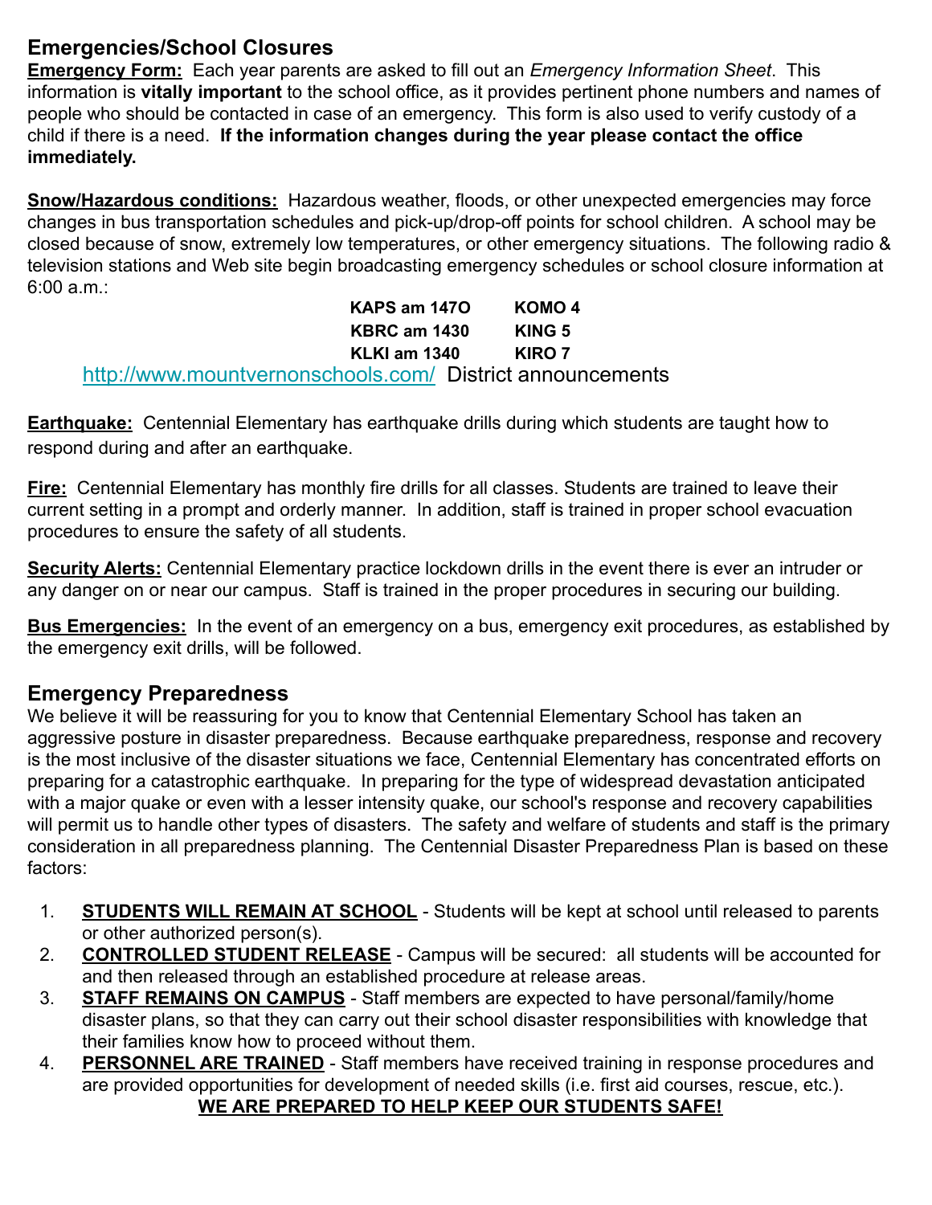## Emergencies/School Closures

**Emergency Form:** Each year parents are asked to fill out an *Emergency Information Sheet*. This information is **vitally important** to the school office, as it provides pertinent phone numbers and names of people who should be contacted in case of an emergency. This form is also used to verify custody of a child if there is a need. **If the information changes during the year please contact the office immediately.**

**Snow/Hazardous conditions:** Hazardous weather, floods, or other unexpected emergencies may force changes in bus transportation schedules and pick-up/drop-off points for school children. A school may be closed because of snow, extremely low temperatures, or other emergency situations. The following radio & television stations and Web site begin broadcasting emergency schedules or school closure information at 6:00 a.m.:

**KAPS am 147O** **KOMO 4**
**KBRC am 1430** **KING 5**
**KLKI am 1340** **KIRO 7**

http://www.mountvernonschools.com/ District announcements

**Earthquake:** Centennial Elementary has earthquake drills during which students are taught how to respond during and after an earthquake.

**Fire:** Centennial Elementary has monthly fire drills for all classes. Students are trained to leave their current setting in a prompt and orderly manner. In addition, staff is trained in proper school evacuation procedures to ensure the safety of all students.

**Security Alerts:** Centennial Elementary practice lockdown drills in the event there is ever an intruder or any danger on or near our campus. Staff is trained in the proper procedures in securing our building.

**Bus Emergencies:** In the event of an emergency on a bus, emergency exit procedures, as established by the emergency exit drills, will be followed.

## Emergency Preparedness

We believe it will be reassuring for you to know that Centennial Elementary School has taken an aggressive posture in disaster preparedness. Because earthquake preparedness, response and recovery is the most inclusive of the disaster situations we face, Centennial Elementary has concentrated efforts on preparing for a catastrophic earthquake. In preparing for the type of widespread devastation anticipated with a major quake or even with a lesser intensity quake, our school's response and recovery capabilities will permit us to handle other types of disasters. The safety and welfare of students and staff is the primary consideration in all preparedness planning. The Centennial Disaster Preparedness Plan is based on these factors:

1. **STUDENTS WILL REMAIN AT SCHOOL** - Students will be kept at school until released to parents or other authorized person(s).
2. **CONTROLLED STUDENT RELEASE** - Campus will be secured: all students will be accounted for and then released through an established procedure at release areas.
3. **STAFF REMAINS ON CAMPUS** - Staff members are expected to have personal/family/home disaster plans, so that they can carry out their school disaster responsibilities with knowledge that their families know how to proceed without them.
4. **PERSONNEL ARE TRAINED** - Staff members have received training in response procedures and are provided opportunities for development of needed skills (i.e. first aid courses, rescue, etc.).

**WE ARE PREPARED TO HELP KEEP OUR STUDENTS SAFE!**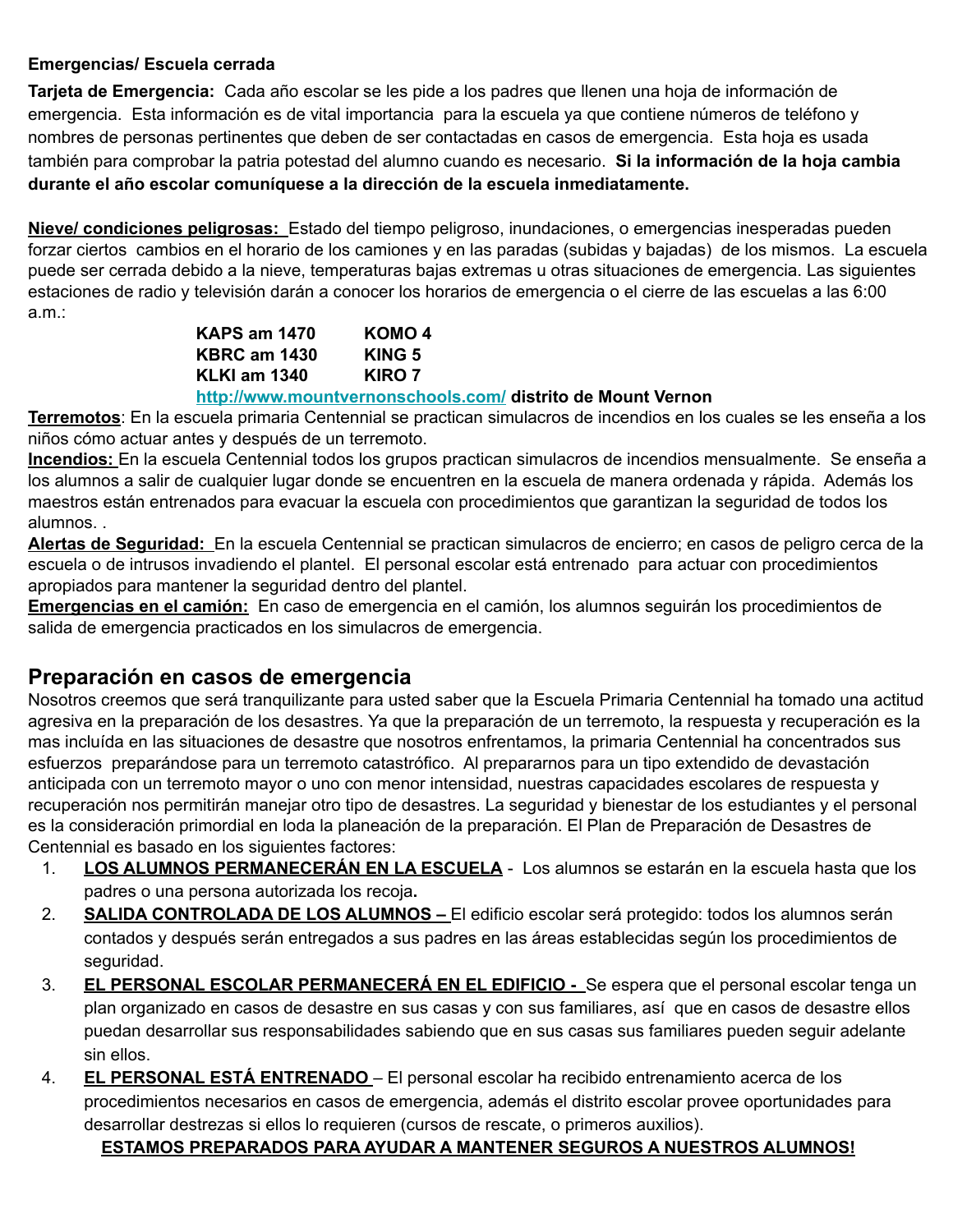**Emergencias/ Escuela cerrada**

**Tarjeta de Emergencia:** Cada año escolar se les pide a los padres que llenen una hoja de información de emergencia. Esta información es de vital importancia para la escuela ya que contiene números de teléfono y nombres de personas pertinentes que deben de ser contactadas en casos de emergencia. Esta hoja es usada también para comprobar la patria potestad del alumno cuando es necesario. **Si la información de la hoja cambia durante el año escolar comuníquese a la dirección de la escuela inmediatamente.**

**Nieve/ condiciones peligrosas:** Estado del tiempo peligroso, inundaciones, o emergencias inesperadas pueden forzar ciertos cambios en el horario de los camiones y en las paradas (subidas y bajadas) de los mismos. La escuela puede ser cerrada debido a la nieve, temperaturas bajas extremas u otras situaciones de emergencia. Las siguientes estaciones de radio y televisión darán a conocer los horarios de emergencia o el cierre de las escuelas a las 6:00 a.m.:

| | |
|---|---|
| **KAPS am 1470** | **KOMO 4** |
| **KBRC am 1430** | **KING 5** |
| **KLKI am 1340** | **KIRO 7** |

**http://www.mountvernonschools.com/ distrito de Mount Vernon**

**Terremotos**: En la escuela primaria Centennial se practican simulacros de incendios en los cuales se les enseña a los niños cómo actuar antes y después de un terremoto.

**Incendios:** En la escuela Centennial todos los grupos practican simulacros de incendios mensualmente. Se enseña a los alumnos a salir de cualquier lugar donde se encuentren en la escuela de manera ordenada y rápida. Además los maestros están entrenados para evacuar la escuela con procedimientos que garantizan la seguridad de todos los alumnos. .

**Alertas de Seguridad:** En la escuela Centennial se practican simulacros de encierro; en casos de peligro cerca de la escuela o de intrusos invadiendo el plantel. El personal escolar está entrenado para actuar con procedimientos apropiados para mantener la seguridad dentro del plantel.

**Emergencias en el camión:** En caso de emergencia en el camión, los alumnos seguirán los procedimientos de salida de emergencia practicados en los simulacros de emergencia.

## Preparación en casos de emergencia

Nosotros creemos que será tranquilizante para usted saber que la Escuela Primaria Centennial ha tomado una actitud agresiva en la preparación de los desastres. Ya que la preparación de un terremoto, la respuesta y recuperación es la mas incluída en las situaciones de desastre que nosotros enfrentamos, la primaria Centennial ha concentrados sus esfuerzos preparándose para un terremoto catastrófico. Al prepararnos para un tipo extendido de devastación anticipada con un terremoto mayor o uno con menor intensidad, nuestras capacidades escolares de respuesta y recuperación nos permitirán manejar otro tipo de desastres. La seguridad y bienestar de los estudiantes y el personal es la consideración primordial en loda la planeación de la preparación. El Plan de Preparación de Desastres de Centennial es basado en los siguientes factores:

1. **LOS ALUMNOS PERMANECERÁN EN LA ESCUELA** - Los alumnos se estarán en la escuela hasta que los padres o una persona autorizada los recoja**.**
2. **SALIDA CONTROLADA DE LOS ALUMNOS –** El edificio escolar será protegido: todos los alumnos serán contados y después serán entregados a sus padres en las áreas establecidas según los procedimientos de seguridad.
3. **EL PERSONAL ESCOLAR PERMANECERÁ EN EL EDIFICIO -** Se espera que el personal escolar tenga un plan organizado en casos de desastre en sus casas y con sus familiares, así que en casos de desastre ellos puedan desarrollar sus responsabilidades sabiendo que en sus casas sus familiares pueden seguir adelante sin ellos.
4. **EL PERSONAL ESTÁ ENTRENADO** – El personal escolar ha recibido entrenamiento acerca de los procedimientos necesarios en casos de emergencia, además el distrito escolar provee oportunidades para desarrollar destrezas si ellos lo requieren (cursos de rescate, o primeros auxilios).

**ESTAMOS PREPARADOS PARA AYUDAR A MANTENER SEGUROS A NUESTROS ALUMNOS!**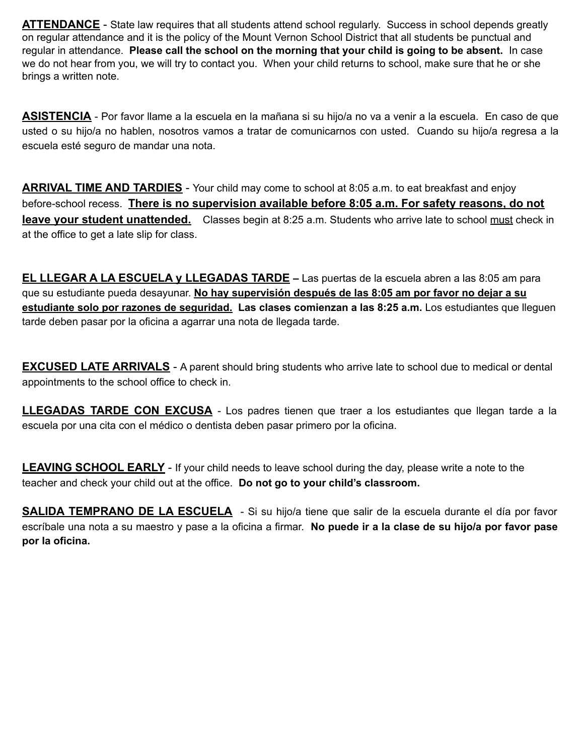**ATTENDANCE** - State law requires that all students attend school regularly. Success in school depends greatly on regular attendance and it is the policy of the Mount Vernon School District that all students be punctual and regular in attendance. **Please call the school on the morning that your child is going to be absent.** In case we do not hear from you, we will try to contact you. When your child returns to school, make sure that he or she brings a written note.

**ASISTENCIA** - Por favor llame a la escuela en la mañana si su hijo/a no va a venir a la escuela. En caso de que usted o su hijo/a no hablen, nosotros vamos a tratar de comunicarnos con usted. Cuando su hijo/a regresa a la escuela esté seguro de mandar una nota.

**ARRIVAL TIME AND TARDIES** - Your child may come to school at 8:05 a.m. to eat breakfast and enjoy before-school recess. **There is no supervision available before 8:05 a.m. For safety reasons, do not leave your student unattended.** Classes begin at 8:25 a.m. Students who arrive late to school must check in at the office to get a late slip for class.

**EL LLEGAR A LA ESCUELA y LLEGADAS TARDE** – Las puertas de la escuela abren a las 8:05 am para que su estudiante pueda desayunar. **No hay supervisión después de las 8:05 am por favor no dejar a su estudiante solo por razones de seguridad. Las clases comienzan a las 8:25 a.m.** Los estudiantes que lleguen tarde deben pasar por la oficina a agarrar una nota de llegada tarde.

**EXCUSED LATE ARRIVALS** - A parent should bring students who arrive late to school due to medical or dental appointments to the school office to check in.

**LLEGADAS TARDE CON EXCUSA** - Los padres tienen que traer a los estudiantes que llegan tarde a la escuela por una cita con el médico o dentista deben pasar primero por la oficina.

**LEAVING SCHOOL EARLY** - If your child needs to leave school during the day, please write a note to the teacher and check your child out at the office. **Do not go to your child's classroom.**

**SALIDA TEMPRANO DE LA ESCUELA** - Si su hijo/a tiene que salir de la escuela durante el día por favor escríbale una nota a su maestro y pase a la oficina a firmar. **No puede ir a la clase de su hijo/a por favor pase por la oficina.**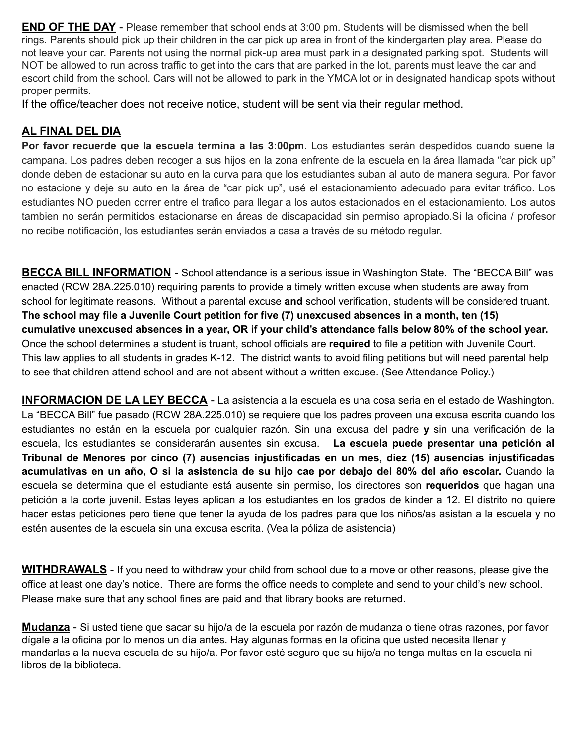**END OF THE DAY** - Please remember that school ends at 3:00 pm. Students will be dismissed when the bell rings. Parents should pick up their children in the car pick up area in front of the kindergarten play area. Please do not leave your car. Parents not using the normal pick-up area must park in a designated parking spot. Students will NOT be allowed to run across traffic to get into the cars that are parked in the lot, parents must leave the car and escort child from the school. Cars will not be allowed to park in the YMCA lot or in designated handicap spots without proper permits.

If the office/teacher does not receive notice, student will be sent via their regular method.

**AL FINAL DEL DIA**

**Por favor recuerde que la escuela termina a las 3:00pm**. Los estudiantes serán despedidos cuando suene la campana. Los padres deben recoger a sus hijos en la zona enfrente de la escuela en la área llamada "car pick up" donde deben de estacionar su auto en la curva para que los estudiantes suban al auto de manera segura. Por favor no estacione y deje su auto en la área de "car pick up", usé el estacionamiento adecuado para evitar tráfico. Los estudiantes NO pueden correr entre el trafico para llegar a los autos estacionados en el estacionamiento. Los autos tambien no serán permitidos estacionarse en áreas de discapacidad sin permiso apropiado.Si la oficina / profesor no recibe notificación, los estudiantes serán enviados a casa a través de su método regular.

**BECCA BILL INFORMATION** - School attendance is a serious issue in Washington State. The "BECCA Bill" was enacted (RCW 28A.225.010) requiring parents to provide a timely written excuse when students are away from school for legitimate reasons. Without a parental excuse **and** school verification, students will be considered truant. **The school may file a Juvenile Court petition for five (7) unexcused absences in a month, ten (15) cumulative unexcused absences in a year, OR if your child's attendance falls below 80% of the school year.** Once the school determines a student is truant, school officials are **required** to file a petition with Juvenile Court. This law applies to all students in grades K-12. The district wants to avoid filing petitions but will need parental help to see that children attend school and are not absent without a written excuse. (See Attendance Policy.)

**INFORMACION DE LA LEY BECCA** - La asistencia a la escuela es una cosa seria en el estado de Washington. La "BECCA Bill" fue pasado (RCW 28A.225.010) se requiere que los padres proveen una excusa escrita cuando los estudiantes no están en la escuela por cualquier razón. Sin una excusa del padre **y** sin una verificación de la escuela, los estudiantes se considerarán ausentes sin excusa. **La escuela puede presentar una petición al Tribunal de Menores por cinco (7) ausencias injustificadas en un mes, diez (15) ausencias injustificadas acumulativas en un año, O si la asistencia de su hijo cae por debajo del 80% del año escolar.** Cuando la escuela se determina que el estudiante está ausente sin permiso, los directores son **requeridos** que hagan una petición a la corte juvenil. Estas leyes aplican a los estudiantes en los grados de kinder a 12. El distrito no quiere hacer estas peticiones pero tiene que tener la ayuda de los padres para que los niños/as asistan a la escuela y no estén ausentes de la escuela sin una excusa escrita. (Vea la póliza de asistencia)

**WITHDRAWALS** - If you need to withdraw your child from school due to a move or other reasons, please give the office at least one day's notice. There are forms the office needs to complete and send to your child's new school. Please make sure that any school fines are paid and that library books are returned.

**Mudanza** - Si usted tiene que sacar su hijo/a de la escuela por razón de mudanza o tiene otras razones, por favor dígale a la oficina por lo menos un día antes. Hay algunas formas en la oficina que usted necesita llenar y mandarlas a la nueva escuela de su hijo/a. Por favor esté seguro que su hijo/a no tenga multas en la escuela ni libros de la biblioteca.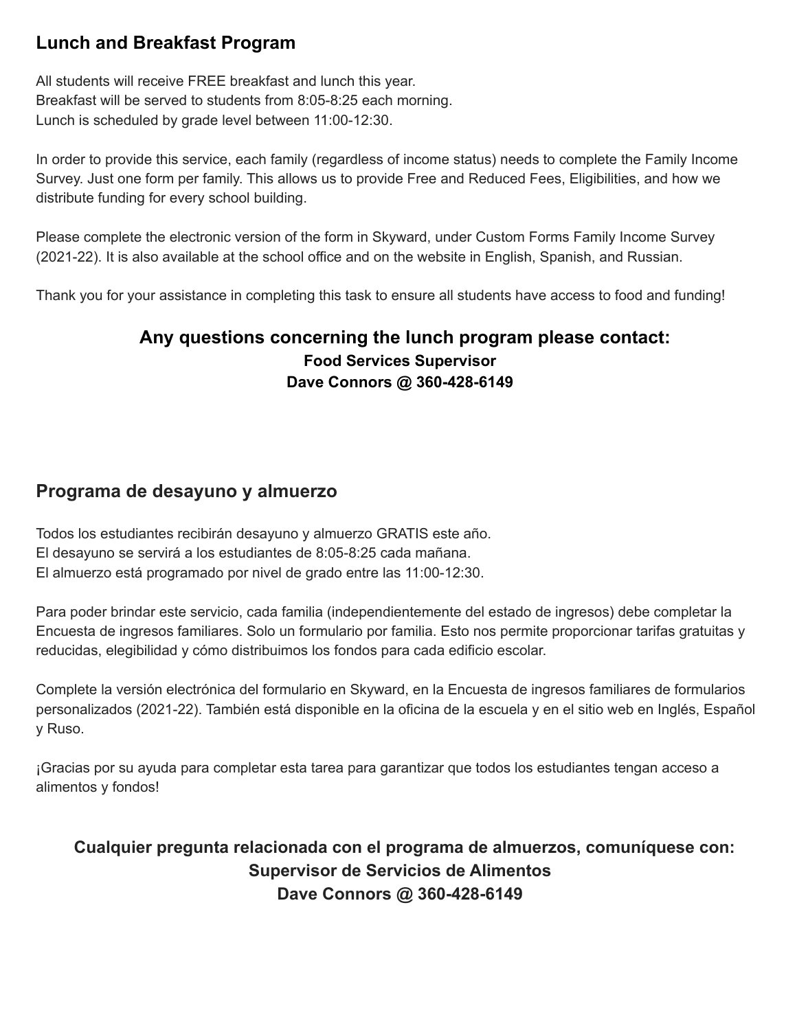## Lunch and Breakfast Program

All students will receive FREE breakfast and lunch this year.
Breakfast will be served to students from 8:05-8:25 each morning.
Lunch is scheduled by grade level between 11:00-12:30.

In order to provide this service, each family (regardless of income status) needs to complete the Family Income Survey. Just one form per family. This allows us to provide Free and Reduced Fees, Eligibilities, and how we distribute funding for every school building.

Please complete the electronic version of the form in Skyward, under Custom Forms Family Income Survey (2021-22). It is also available at the school office and on the website in English, Spanish, and Russian.

Thank you for your assistance in completing this task to ensure all students have access to food and funding!

### Any questions concerning the lunch program please contact:

**Food Services Supervisor**
**Dave Connors @ 360-428-6149**

## Programa de desayuno y almuerzo

Todos los estudiantes recibirán desayuno y almuerzo GRATIS este año.
El desayuno se servirá a los estudiantes de 8:05-8:25 cada mañana.
El almuerzo está programado por nivel de grado entre las 11:00-12:30.

Para poder brindar este servicio, cada familia (independientemente del estado de ingresos) debe completar la Encuesta de ingresos familiares. Solo un formulario por familia. Esto nos permite proporcionar tarifas gratuitas y reducidas, elegibilidad y cómo distribuimos los fondos para cada edificio escolar.

Complete la versión electrónica del formulario en Skyward, en la Encuesta de ingresos familiares de formularios personalizados (2021-22). También está disponible en la oficina de la escuela y en el sitio web en Inglés, Español y Ruso.

¡Gracias por su ayuda para completar esta tarea para garantizar que todos los estudiantes tengan acceso a alimentos y fondos!

### Cualquier pregunta relacionada con el programa de almuerzos, comuníquese con:

**Supervisor de Servicios de Alimentos**
**Dave Connors @ 360-428-6149**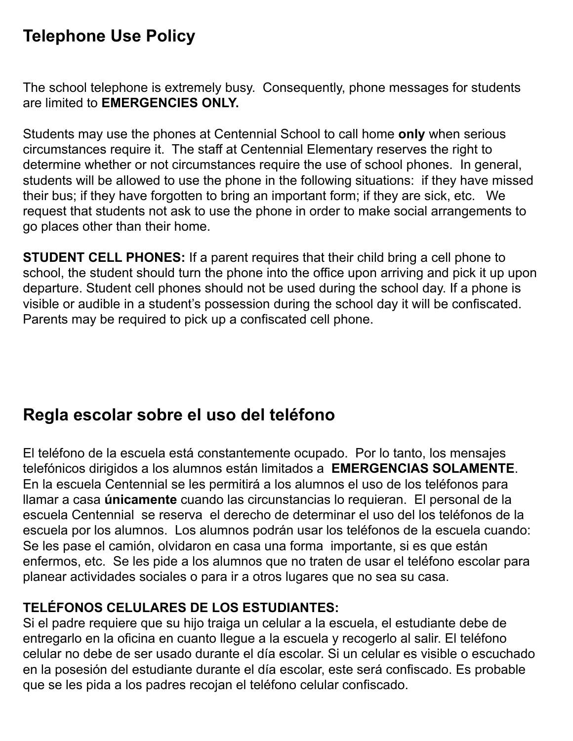## Telephone Use Policy

The school telephone is extremely busy. Consequently, phone messages for students are limited to **EMERGENCIES ONLY.**

Students may use the phones at Centennial School to call home **only** when serious circumstances require it. The staff at Centennial Elementary reserves the right to determine whether or not circumstances require the use of school phones. In general, students will be allowed to use the phone in the following situations: if they have missed their bus; if they have forgotten to bring an important form; if they are sick, etc. We request that students not ask to use the phone in order to make social arrangements to go places other than their home.

**STUDENT CELL PHONES:** If a parent requires that their child bring a cell phone to school, the student should turn the phone into the office upon arriving and pick it up upon departure. Student cell phones should not be used during the school day. If a phone is visible or audible in a student's possession during the school day it will be confiscated. Parents may be required to pick up a confiscated cell phone.

## Regla escolar sobre el uso del teléfono

El teléfono de la escuela está constantemente ocupado. Por lo tanto, los mensajes telefónicos dirigidos a los alumnos están limitados a **EMERGENCIAS SOLAMENTE**. En la escuela Centennial se les permitirá a los alumnos el uso de los teléfonos para llamar a casa **únicamente** cuando las circunstancias lo requieran. El personal de la escuela Centennial se reserva el derecho de determinar el uso del los teléfonos de la escuela por los alumnos. Los alumnos podrán usar los teléfonos de la escuela cuando: Se les pase el camión, olvidaron en casa una forma importante, si es que están enfermos, etc. Se les pide a los alumnos que no traten de usar el teléfono escolar para planear actividades sociales o para ir a otros lugares que no sea su casa.

**TELÉFONOS CELULARES DE LOS ESTUDIANTES:**
Si el padre requiere que su hijo traiga un celular a la escuela, el estudiante debe de entregarlo en la oficina en cuanto llegue a la escuela y recogerlo al salir. El teléfono celular no debe de ser usado durante el día escolar. Si un celular es visible o escuchado en la posesión del estudiante durante el día escolar, este será confiscado. Es probable que se les pida a los padres recojan el teléfono celular confiscado.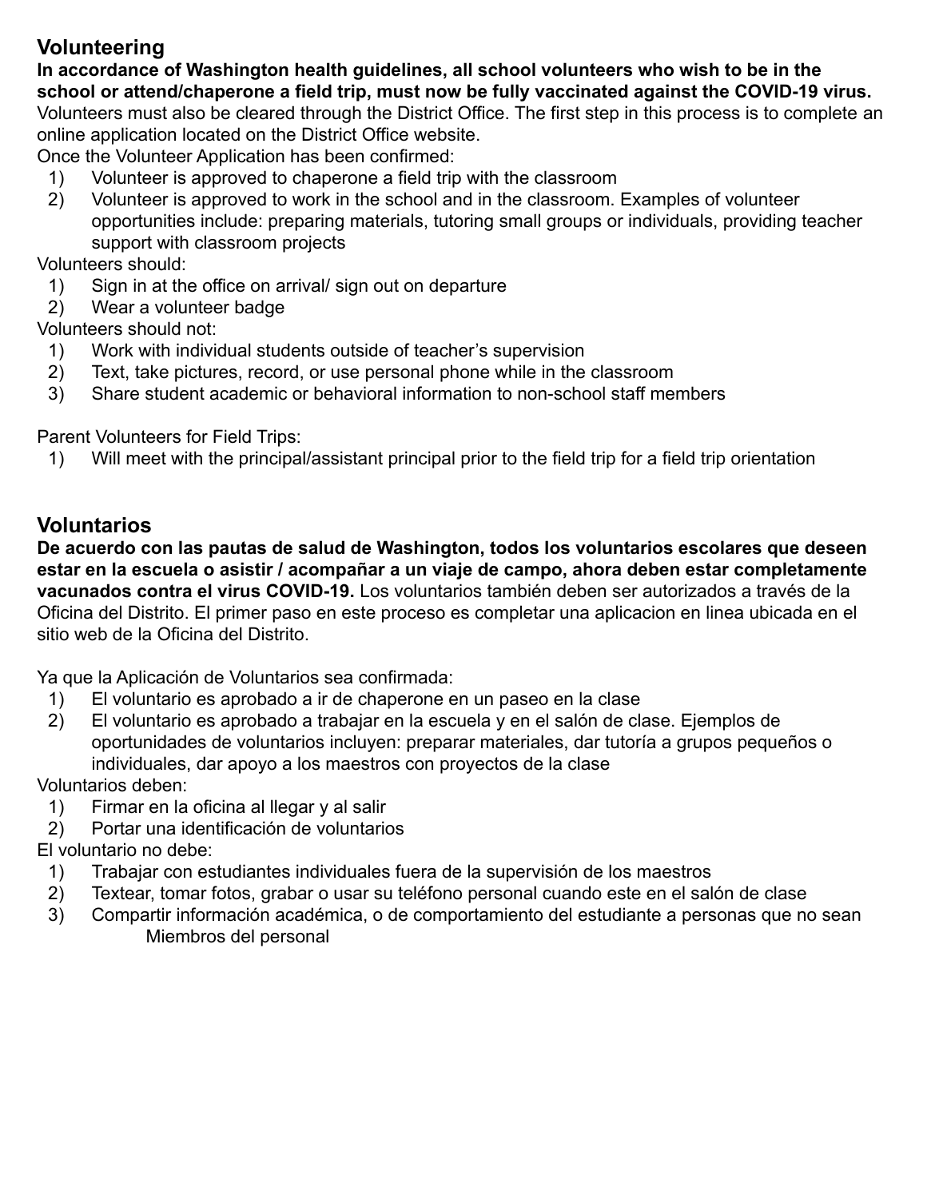## Volunteering

**In accordance of Washington health guidelines, all school volunteers who wish to be in the school or attend/chaperone a field trip, must now be fully vaccinated against the COVID-19 virus.** Volunteers must also be cleared through the District Office. The first step in this process is to complete an online application located on the District Office website.

Once the Volunteer Application has been confirmed:

1) Volunteer is approved to chaperone a field trip with the classroom
2) Volunteer is approved to work in the school and in the classroom. Examples of volunteer opportunities include: preparing materials, tutoring small groups or individuals, providing teacher support with classroom projects

Volunteers should:

1) Sign in at the office on arrival/ sign out on departure
2) Wear a volunteer badge

Volunteers should not:

1) Work with individual students outside of teacher's supervision
2) Text, take pictures, record, or use personal phone while in the classroom
3) Share student academic or behavioral information to non-school staff members

Parent Volunteers for Field Trips:

1) Will meet with the principal/assistant principal prior to the field trip for a field trip orientation

## Voluntarios

**De acuerdo con las pautas de salud de Washington, todos los voluntarios escolares que deseen estar en la escuela o asistir / acompañar a un viaje de campo, ahora deben estar completamente vacunados contra el virus COVID-19.** Los voluntarios también deben ser autorizados a través de la Oficina del Distrito. El primer paso en este proceso es completar una aplicacion en linea ubicada en el sitio web de la Oficina del Distrito.

Ya que la Aplicación de Voluntarios sea confirmada:

1) El voluntario es aprobado a ir de chaperone en un paseo en la clase
2) El voluntario es aprobado a trabajar en la escuela y en el salón de clase. Ejemplos de oportunidades de voluntarios incluyen: preparar materiales, dar tutoría a grupos pequeños o individuales, dar apoyo a los maestros con proyectos de la clase

Voluntarios deben:

1) Firmar en la oficina al llegar y al salir
2) Portar una identificación de voluntarios

El voluntario no debe:

1) Trabajar con estudiantes individuales fuera de la supervisión de los maestros
2) Textear, tomar fotos, grabar o usar su teléfono personal cuando este en el salón de clase
3) Compartir información académica, o de comportamiento del estudiante a personas que no sean Miembros del personal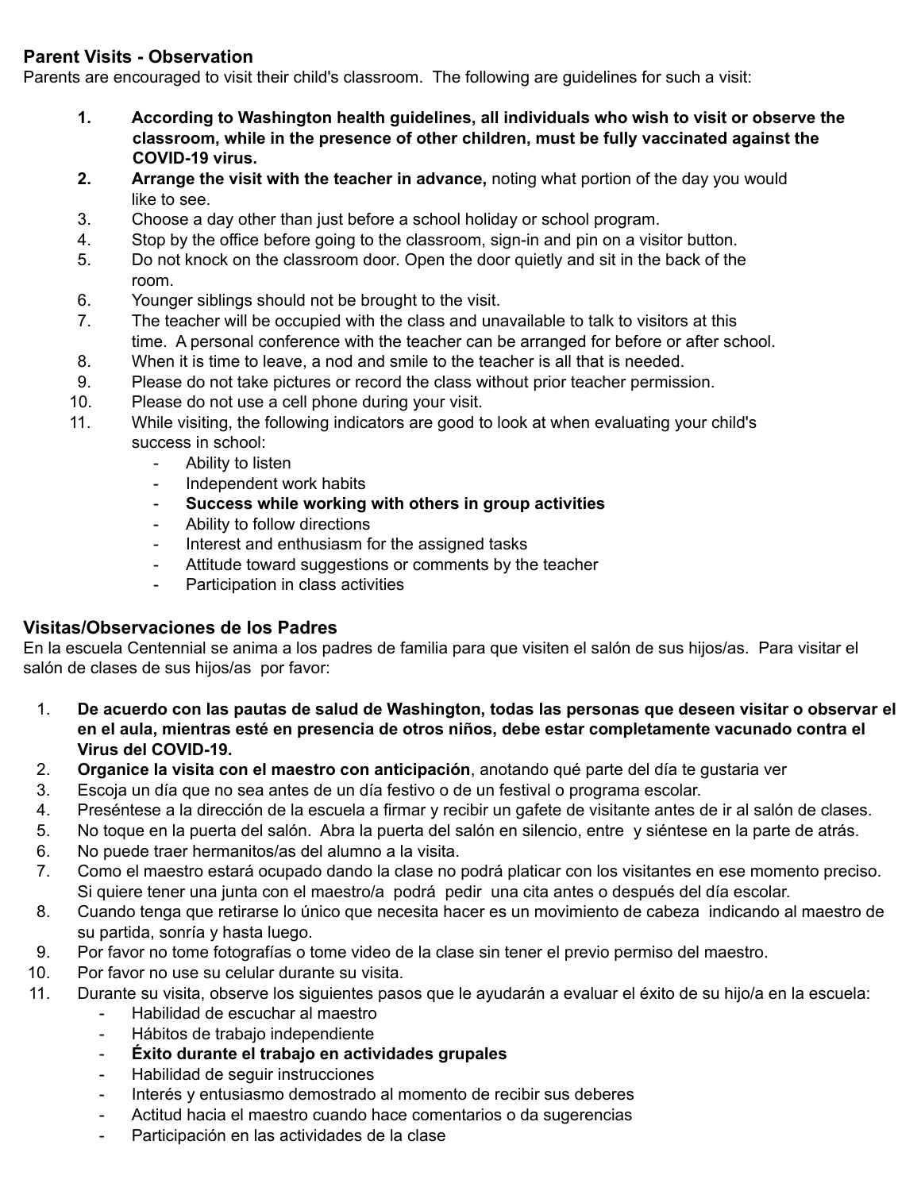## Parent Visits - Observation

Parents are encouraged to visit their child's classroom. The following are guidelines for such a visit:

1. **According to Washington health guidelines, all individuals who wish to visit or observe the classroom, while in the presence of other children, must be fully vaccinated against the COVID-19 virus.**
2. **Arrange the visit with the teacher in advance,** noting what portion of the day you would like to see.
3. Choose a day other than just before a school holiday or school program.
4. Stop by the office before going to the classroom, sign-in and pin on a visitor button.
5. Do not knock on the classroom door. Open the door quietly and sit in the back of the room.
6. Younger siblings should not be brought to the visit.
7. The teacher will be occupied with the class and unavailable to talk to visitors at this time. A personal conference with the teacher can be arranged for before or after school.
8. When it is time to leave, a nod and smile to the teacher is all that is needed.
9. Please do not take pictures or record the class without prior teacher permission.
10. Please do not use a cell phone during your visit.
11. While visiting, the following indicators are good to look at when evaluating your child's success in school:
    - Ability to listen
    - Independent work habits
    - **Success while working with others in group activities**
    - Ability to follow directions
    - Interest and enthusiasm for the assigned tasks
    - Attitude toward suggestions or comments by the teacher
    - Participation in class activities

## Visitas/Observaciones de los Padres

En la escuela Centennial se anima a los padres de familia para que visiten el salón de sus hijos/as. Para visitar el salón de clases de sus hijos/as por favor:

1. **De acuerdo con las pautas de salud de Washington, todas las personas que deseen visitar o observar el en el aula, mientras esté en presencia de otros niños, debe estar completamente vacunado contra el Virus del COVID-19.**
2. **Organice la visita con el maestro con anticipación**, anotando qué parte del día te gustaria ver
3. Escoja un día que no sea antes de un día festivo o de un festival o programa escolar.
4. Preséntese a la dirección de la escuela a firmar y recibir un gafete de visitante antes de ir al salón de clases.
5. No toque en la puerta del salón. Abra la puerta del salón en silencio, entre y siéntese en la parte de atrás.
6. No puede traer hermanitos/as del alumno a la visita.
7. Como el maestro estará ocupado dando la clase no podrá platicar con los visitantes en ese momento preciso. Si quiere tener una junta con el maestro/a podrá pedir una cita antes o después del día escolar.
8. Cuando tenga que retirarse lo único que necesita hacer es un movimiento de cabeza indicando al maestro de su partida, sonría y hasta luego.
9. Por favor no tome fotografías o tome video de la clase sin tener el previo permiso del maestro.
10. Por favor no use su celular durante su visita.
11. Durante su visita, observe los siguientes pasos que le ayudarán a evaluar el éxito de su hijo/a en la escuela:
    - Habilidad de escuchar al maestro
    - Hábitos de trabajo independiente
    - **Éxito durante el trabajo en actividades grupales**
    - Habilidad de seguir instrucciones
    - Interés y entusiasmo demostrado al momento de recibir sus deberes
    - Actitud hacia el maestro cuando hace comentarios o da sugerencias
    - Participación en las actividades de la clase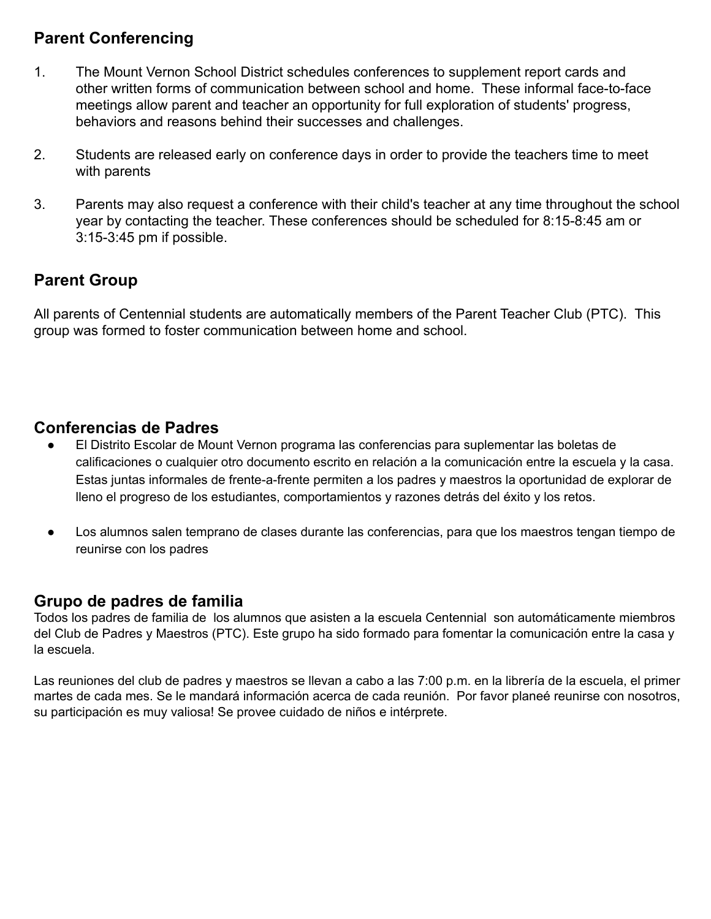## Parent Conferencing

1. The Mount Vernon School District schedules conferences to supplement report cards and other written forms of communication between school and home. These informal face-to-face meetings allow parent and teacher an opportunity for full exploration of students' progress, behaviors and reasons behind their successes and challenges.

2. Students are released early on conference days in order to provide the teachers time to meet with parents

3. Parents may also request a conference with their child's teacher at any time throughout the school year by contacting the teacher. These conferences should be scheduled for 8:15-8:45 am or 3:15-3:45 pm if possible.

## Parent Group

All parents of Centennial students are automatically members of the Parent Teacher Club (PTC). This group was formed to foster communication between home and school.

## Conferencias de Padres

- El Distrito Escolar de Mount Vernon programa las conferencias para suplementar las boletas de calificaciones o cualquier otro documento escrito en relación a la comunicación entre la escuela y la casa. Estas juntas informales de frente-a-frente permiten a los padres y maestros la oportunidad de explorar de lleno el progreso de los estudiantes, comportamientos y razones detrás del éxito y los retos.

- Los alumnos salen temprano de clases durante las conferencias, para que los maestros tengan tiempo de reunirse con los padres

## Grupo de padres de familia

Todos los padres de familia de los alumnos que asisten a la escuela Centennial son automáticamente miembros del Club de Padres y Maestros (PTC). Este grupo ha sido formado para fomentar la comunicación entre la casa y la escuela.

Las reuniones del club de padres y maestros se llevan a cabo a las 7:00 p.m. en la librería de la escuela, el primer martes de cada mes. Se le mandará información acerca de cada reunión. Por favor planeé reunirse con nosotros, su participación es muy valiosa! Se provee cuidado de niños e intérprete.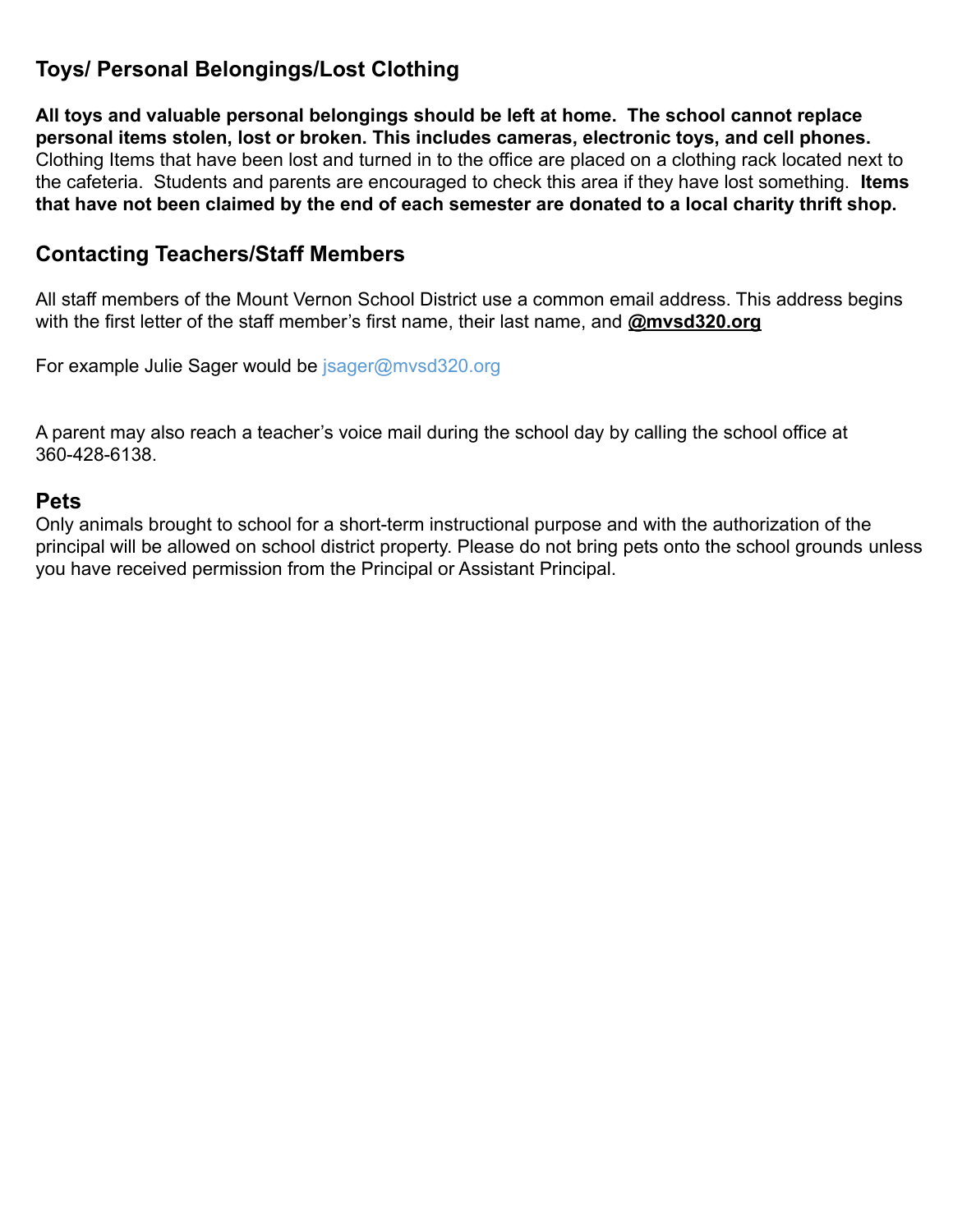## Toys/ Personal Belongings/Lost Clothing

**All toys and valuable personal belongings should be left at home. The school cannot replace personal items stolen, lost or broken. This includes cameras, electronic toys, and cell phones.** Clothing Items that have been lost and turned in to the office are placed on a clothing rack located next to the cafeteria. Students and parents are encouraged to check this area if they have lost something. **Items that have not been claimed by the end of each semester are donated to a local charity thrift shop.**

## Contacting Teachers/Staff Members

All staff members of the Mount Vernon School District use a common email address. This address begins with the first letter of the staff member's first name, their last name, and **@mvsd320.org**

For example Julie Sager would be jsager@mvsd320.org

A parent may also reach a teacher's voice mail during the school day by calling the school office at 360-428-6138.

## Pets

Only animals brought to school for a short-term instructional purpose and with the authorization of the principal will be allowed on school district property. Please do not bring pets onto the school grounds unless you have received permission from the Principal or Assistant Principal.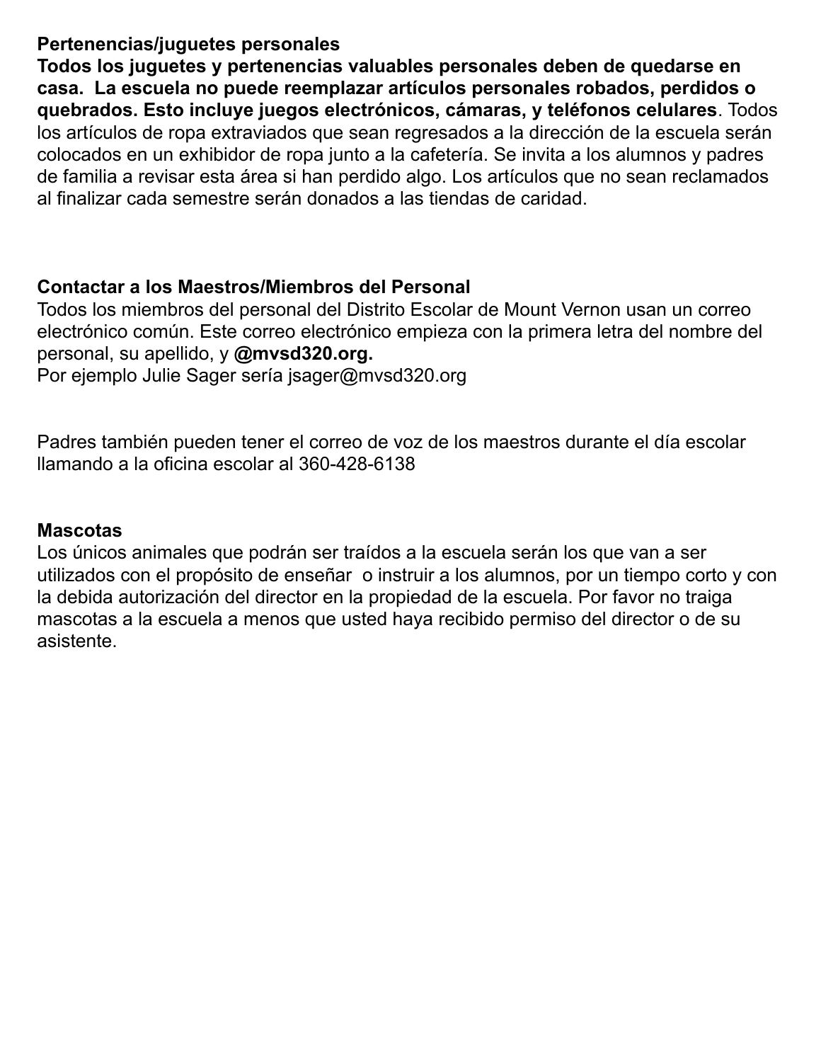**Pertenencias/juguetes personales**

**Todos los juguetes y pertenencias valuables personales deben de quedarse en casa. La escuela no puede reemplazar artículos personales robados, perdidos o quebrados. Esto incluye juegos electrónicos, cámaras, y teléfonos celulares**. Todos los artículos de ropa extraviados que sean regresados a la dirección de la escuela serán colocados en un exhibidor de ropa junto a la cafetería. Se invita a los alumnos y padres de familia a revisar esta área si han perdido algo. Los artículos que no sean reclamados al finalizar cada semestre serán donados a las tiendas de caridad.

**Contactar a los Maestros/Miembros del Personal**

Todos los miembros del personal del Distrito Escolar de Mount Vernon usan un correo electrónico común. Este correo electrónico empieza con la primera letra del nombre del personal, su apellido, y **@mvsd320.org.**
Por ejemplo Julie Sager sería jsager@mvsd320.org

Padres también pueden tener el correo de voz de los maestros durante el día escolar llamando a la oficina escolar al 360-428-6138

**Mascotas**

Los únicos animales que podrán ser traídos a la escuela serán los que van a ser utilizados con el propósito de enseñar o instruir a los alumnos, por un tiempo corto y con la debida autorización del director en la propiedad de la escuela. Por favor no traiga mascotas a la escuela a menos que usted haya recibido permiso del director o de su asistente.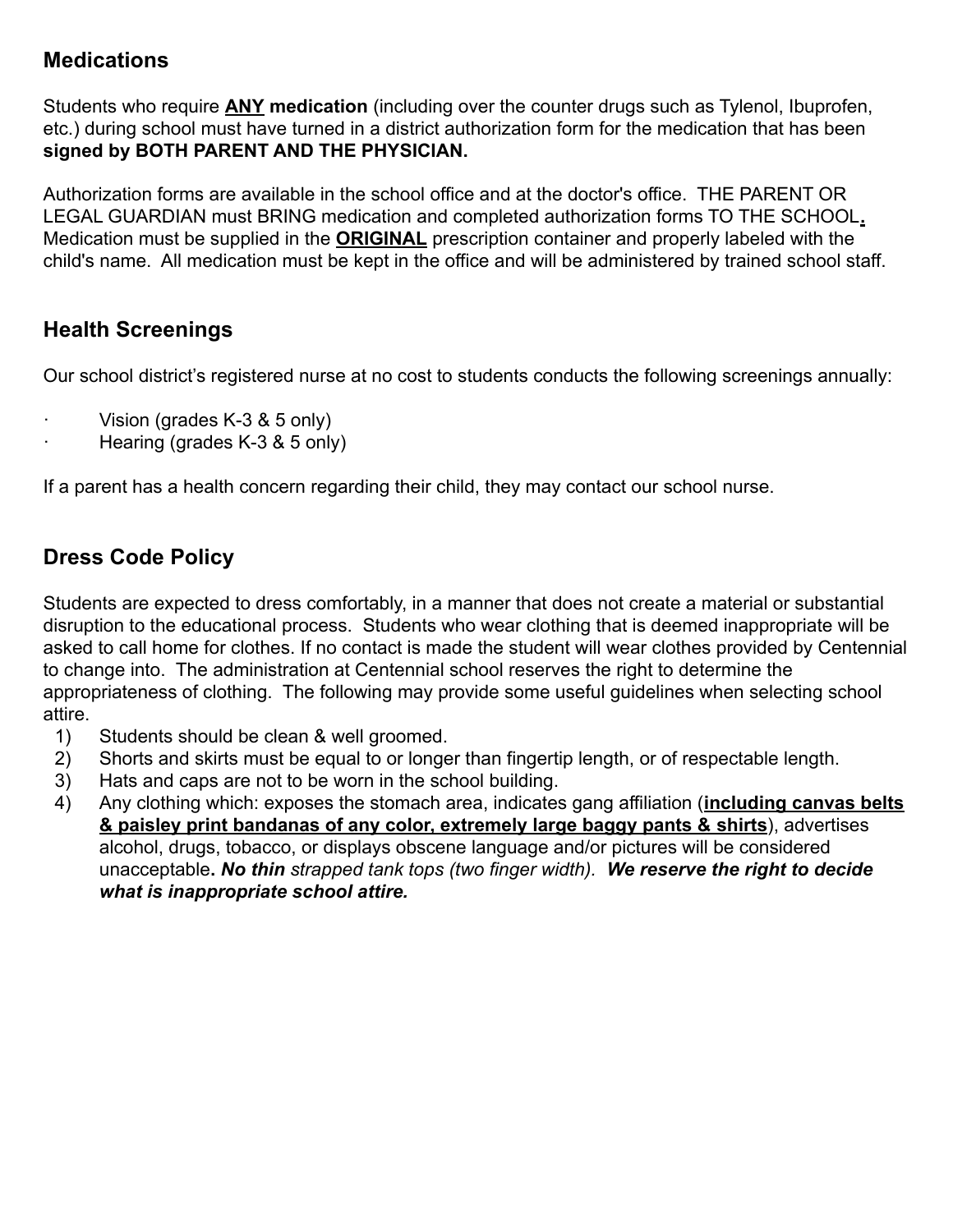## Medications

Students who require **ANY medication** (including over the counter drugs such as Tylenol, Ibuprofen, etc.) during school must have turned in a district authorization form for the medication that has been **signed by BOTH PARENT AND THE PHYSICIAN.**

Authorization forms are available in the school office and at the doctor's office. THE PARENT OR LEGAL GUARDIAN must BRING medication and completed authorization forms TO THE SCHOOL**.** Medication must be supplied in the **ORIGINAL** prescription container and properly labeled with the child's name. All medication must be kept in the office and will be administered by trained school staff.

## Health Screenings

Our school district's registered nurse at no cost to students conducts the following screenings annually:

- Vision (grades K-3 & 5 only)
- Hearing (grades K-3 & 5 only)

If a parent has a health concern regarding their child, they may contact our school nurse.

## Dress Code Policy

Students are expected to dress comfortably, in a manner that does not create a material or substantial disruption to the educational process. Students who wear clothing that is deemed inappropriate will be asked to call home for clothes. If no contact is made the student will wear clothes provided by Centennial to change into. The administration at Centennial school reserves the right to determine the appropriateness of clothing. The following may provide some useful guidelines when selecting school attire.

1) Students should be clean & well groomed.
2) Shorts and skirts must be equal to or longer than fingertip length, or of respectable length.
3) Hats and caps are not to be worn in the school building.
4) Any clothing which: exposes the stomach area, indicates gang affiliation (**including canvas belts & paisley print bandanas of any color, extremely large baggy pants & shirts**), advertises alcohol, drugs, tobacco, or displays obscene language and/or pictures will be considered unacceptable**. *No thin*** *strapped tank tops (two finger width).* ***We reserve the right to decide what is inappropriate school attire.***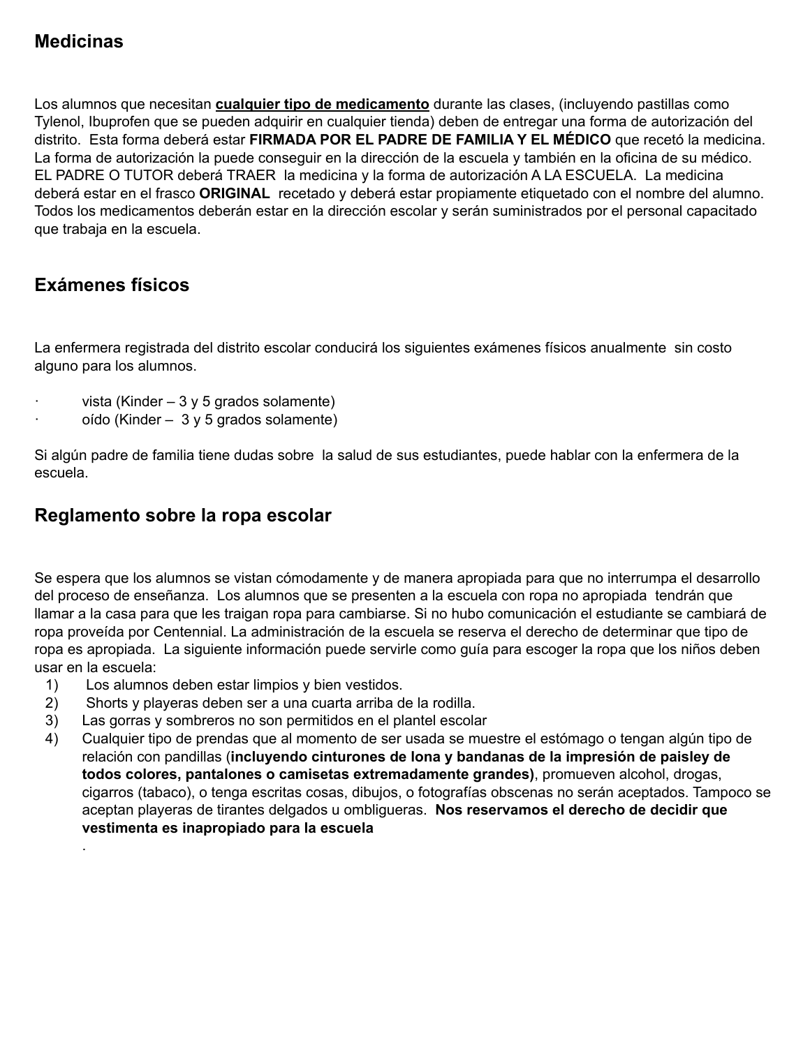## Medicinas

Los alumnos que necesitan **cualquier tipo de medicamento** durante las clases, (incluyendo pastillas como Tylenol, Ibuprofen que se pueden adquirir en cualquier tienda) deben de entregar una forma de autorización del distrito. Esta forma deberá estar **FIRMADA POR EL PADRE DE FAMILIA Y EL MÉDICO** que recetó la medicina. La forma de autorización la puede conseguir en la dirección de la escuela y también en la oficina de su médico. EL PADRE O TUTOR deberá TRAER la medicina y la forma de autorización A LA ESCUELA. La medicina deberá estar en el frasco **ORIGINAL** recetado y deberá estar propiamente etiquetado con el nombre del alumno. Todos los medicamentos deberán estar en la dirección escolar y serán suministrados por el personal capacitado que trabaja en la escuela.

## Exámenes físicos

La enfermera registrada del distrito escolar conducirá los siguientes exámenes físicos anualmente sin costo alguno para los alumnos.

- vista (Kinder – 3 y 5 grados solamente)
- oído (Kinder – 3 y 5 grados solamente)

Si algún padre de familia tiene dudas sobre la salud de sus estudiantes, puede hablar con la enfermera de la escuela.

## Reglamento sobre la ropa escolar

Se espera que los alumnos se vistan cómodamente y de manera apropiada para que no interrumpa el desarrollo del proceso de enseñanza. Los alumnos que se presenten a la escuela con ropa no apropiada tendrán que llamar a la casa para que les traigan ropa para cambiarse. Si no hubo comunicación el estudiante se cambiará de ropa proveída por Centennial. La administración de la escuela se reserva el derecho de determinar que tipo de ropa es apropiada. La siguiente información puede servirle como guía para escoger la ropa que los niños deben usar en la escuela:

1) Los alumnos deben estar limpios y bien vestidos.
2) Shorts y playeras deben ser a una cuarta arriba de la rodilla.
3) Las gorras y sombreros no son permitidos en el plantel escolar
4) Cualquier tipo de prendas que al momento de ser usada se muestre el estómago o tengan algún tipo de relación con pandillas (**incluyendo cinturones de lona y bandanas de la impresión de paisley de todos colores, pantalones o camisetas extremadamente grandes)**, promueven alcohol, drogas, cigarros (tabaco), o tenga escritas cosas, dibujos, o fotografías obscenas no serán aceptados. Tampoco se aceptan playeras de tirantes delgados u ombligueras. **Nos reservamos el derecho de decidir que vestimenta es inapropiado para la escuela**

.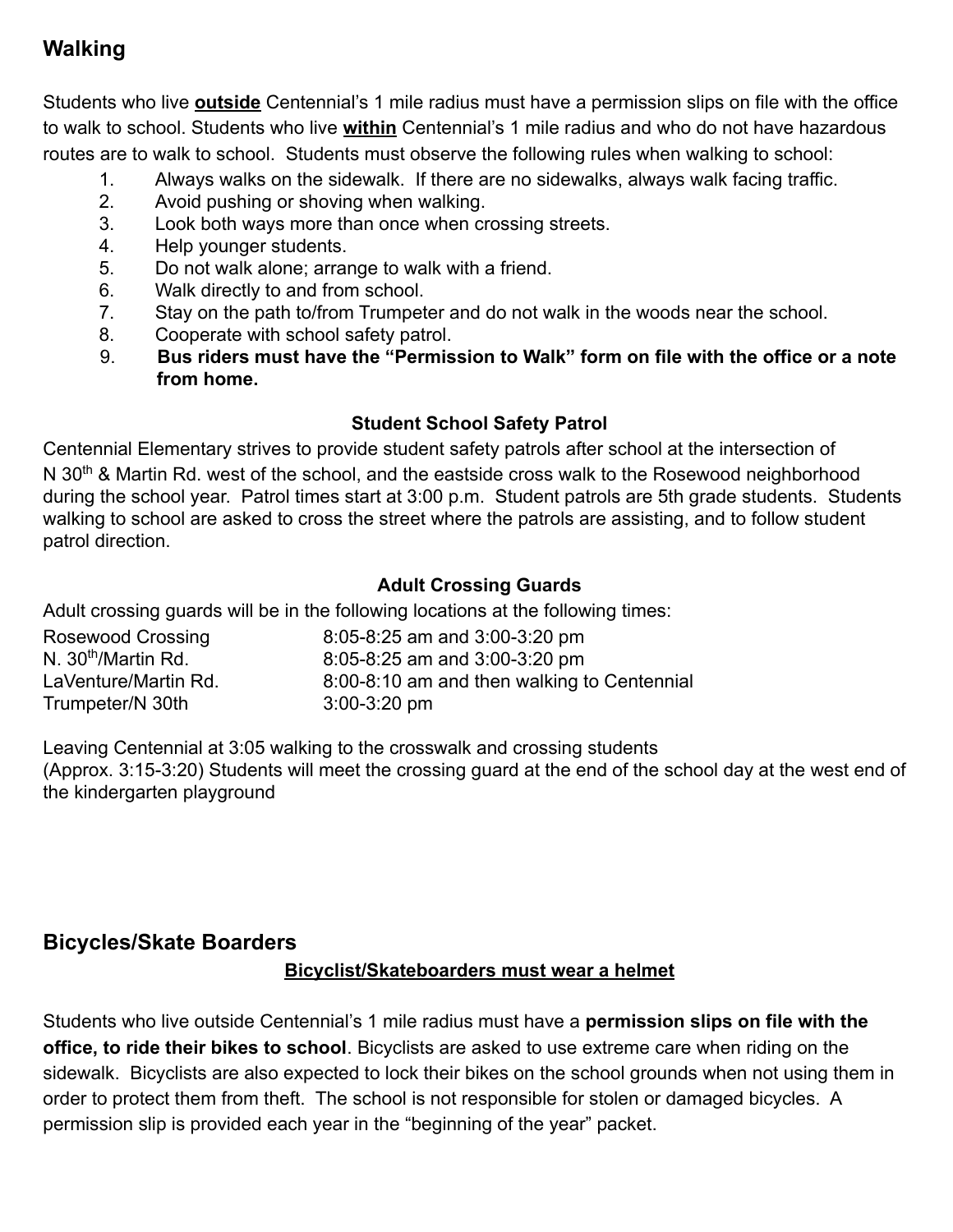## Walking

Students who live **outside** Centennial's 1 mile radius must have a permission slips on file with the office to walk to school. Students who live **within** Centennial's 1 mile radius and who do not have hazardous routes are to walk to school. Students must observe the following rules when walking to school:

1. Always walks on the sidewalk. If there are no sidewalks, always walk facing traffic.
2. Avoid pushing or shoving when walking.
3. Look both ways more than once when crossing streets.
4. Help younger students.
5. Do not walk alone; arrange to walk with a friend.
6. Walk directly to and from school.
7. Stay on the path to/from Trumpeter and do not walk in the woods near the school.
8. Cooperate with school safety patrol.
9. **Bus riders must have the "Permission to Walk" form on file with the office or a note from home.**

### Student School Safety Patrol

Centennial Elementary strives to provide student safety patrols after school at the intersection of N 30th & Martin Rd. west of the school, and the eastside cross walk to the Rosewood neighborhood during the school year. Patrol times start at 3:00 p.m. Student patrols are 5th grade students. Students walking to school are asked to cross the street where the patrols are assisting, and to follow student patrol direction.

### Adult Crossing Guards

Adult crossing guards will be in the following locations at the following times:

| | |
|---|---|
| Rosewood Crossing | 8:05-8:25 am and 3:00-3:20 pm |
| N. 30th/Martin Rd. | 8:05-8:25 am and 3:00-3:20 pm |
| LaVenture/Martin Rd. | 8:00-8:10 am and then walking to Centennial |
| Trumpeter/N 30th | 3:00-3:20 pm |

Leaving Centennial at 3:05 walking to the crosswalk and crossing students (Approx. 3:15-3:20) Students will meet the crossing guard at the end of the school day at the west end of the kindergarten playground

## Bicycles/Skate Boarders

**Bicyclist/Skateboarders must wear a helmet**

Students who live outside Centennial's 1 mile radius must have a **permission slips on file with the office, to ride their bikes to school**. Bicyclists are asked to use extreme care when riding on the sidewalk. Bicyclists are also expected to lock their bikes on the school grounds when not using them in order to protect them from theft. The school is not responsible for stolen or damaged bicycles. A permission slip is provided each year in the "beginning of the year" packet.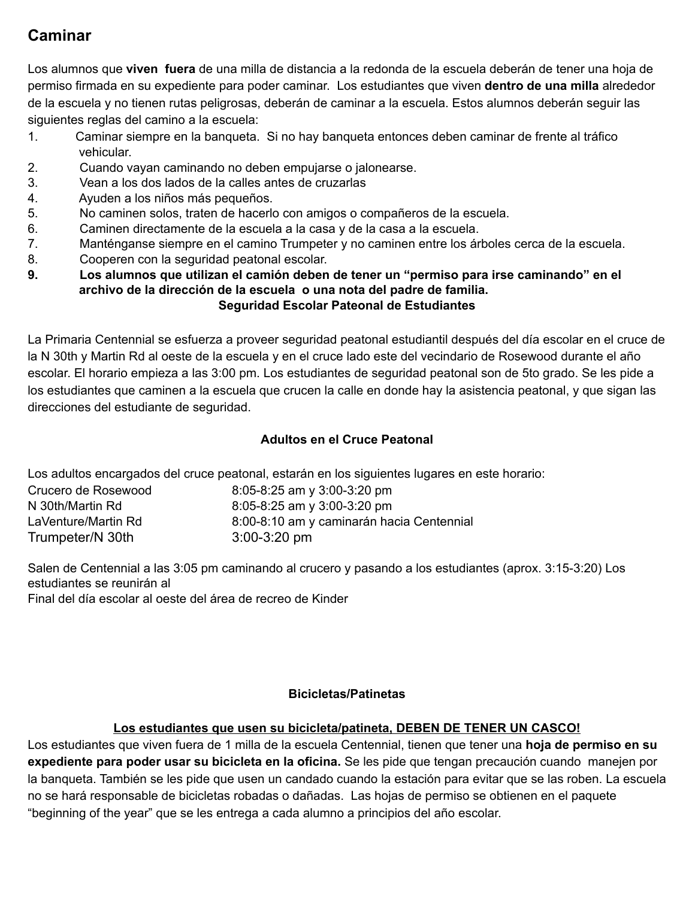## Caminar

Los alumnos que **viven fuera** de una milla de distancia a la redonda de la escuela deberán de tener una hoja de permiso firmada en su expediente para poder caminar. Los estudiantes que viven **dentro de una milla** alrededor de la escuela y no tienen rutas peligrosas, deberán de caminar a la escuela. Estos alumnos deberán seguir las siguientes reglas del camino a la escuela:

1. Caminar siempre en la banqueta. Si no hay banqueta entonces deben caminar de frente al tráfico vehicular.
2. Cuando vayan caminando no deben empujarse o jalonearse.
3. Vean a los dos lados de la calles antes de cruzarlas
4. Ayuden a los niños más pequeños.
5. No caminen solos, traten de hacerlo con amigos o compañeros de la escuela.
6. Caminen directamente de la escuela a la casa y de la casa a la escuela.
7. Manténganse siempre en el camino Trumpeter y no caminen entre los árboles cerca de la escuela.
8. Cooperen con la seguridad peatonal escolar.
9. **Los alumnos que utilizan el camión deben de tener un "permiso para irse caminando" en el archivo de la dirección de la escuela o una nota del padre de familia.**

**Seguridad Escolar Pateonal de Estudiantes**

La Primaria Centennial se esfuerza a proveer seguridad peatonal estudiantil después del día escolar en el cruce de la N 30th y Martin Rd al oeste de la escuela y en el cruce lado este del vecindario de Rosewood durante el año escolar. El horario empieza a las 3:00 pm. Los estudiantes de seguridad peatonal son de 5to grado. Se les pide a los estudiantes que caminen a la escuela que crucen la calle en donde hay la asistencia peatonal, y que sigan las direcciones del estudiante de seguridad.

**Adultos en el Cruce Peatonal**

Los adultos encargados del cruce peatonal, estarán en los siguientes lugares en este horario:

| | |
|---|---|
| Crucero de Rosewood | 8:05-8:25 am y 3:00-3:20 pm |
| N 30th/Martin Rd | 8:05-8:25 am y 3:00-3:20 pm |
| LaVenture/Martin Rd | 8:00-8:10 am y caminarán hacia Centennial |
| Trumpeter/N 30th | 3:00-3:20 pm |

Salen de Centennial a las 3:05 pm caminando al crucero y pasando a los estudiantes (aprox. 3:15-3:20) Los estudiantes se reunirán al
Final del día escolar al oeste del área de recreo de Kinder

**Bicicletas/Patinetas**

**<u>Los estudiantes que usen su bicicleta/patineta, DEBEN DE TENER UN CASCO!</u>**

Los estudiantes que viven fuera de 1 milla de la escuela Centennial, tienen que tener una **hoja de permiso en su expediente para poder usar su bicicleta en la oficina.** Se les pide que tengan precaución cuando manejen por la banqueta. También se les pide que usen un candado cuando la estación para evitar que se las roben. La escuela no se hará responsable de bicicletas robadas o dañadas. Las hojas de permiso se obtienen en el paquete "beginning of the year" que se les entrega a cada alumno a principios del año escolar.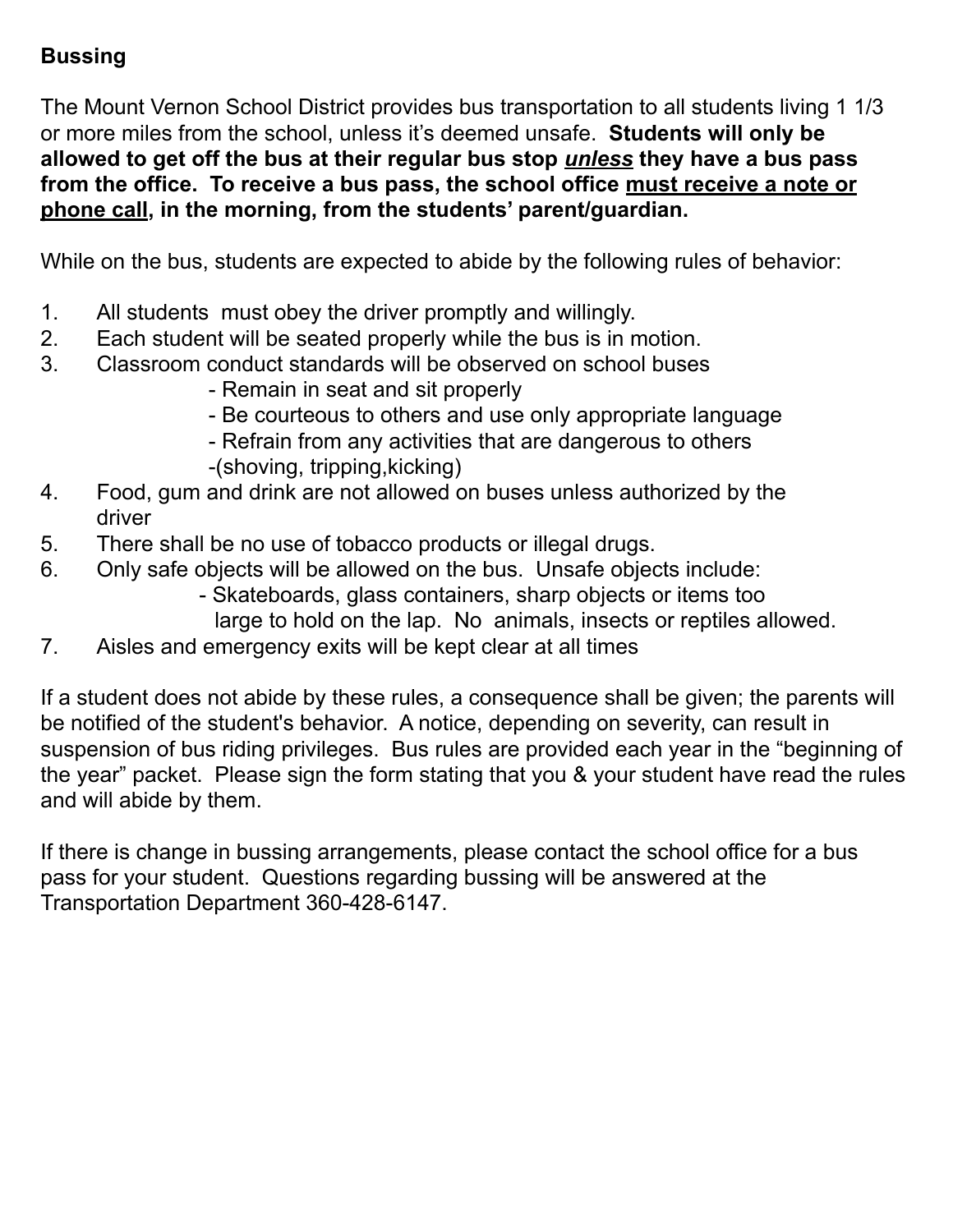## Bussing

The Mount Vernon School District provides bus transportation to all students living 1 1/3 or more miles from the school, unless it's deemed unsafe. **Students will only be allowed to get off the bus at their regular bus stop *<u>unless</u>* they have a bus pass from the office. To receive a bus pass, the school office <u>must receive a note or phone call</u>, in the morning, from the students' parent/guardian.**

While on the bus, students are expected to abide by the following rules of behavior:

1. All students must obey the driver promptly and willingly.
2. Each student will be seated properly while the bus is in motion.
3. Classroom conduct standards will be observed on school buses
   - Remain in seat and sit properly
   - Be courteous to others and use only appropriate language
   - Refrain from any activities that are dangerous to others
   - (shoving, tripping,kicking)
4. Food, gum and drink are not allowed on buses unless authorized by the driver
5. There shall be no use of tobacco products or illegal drugs.
6. Only safe objects will be allowed on the bus. Unsafe objects include:
   - Skateboards, glass containers, sharp objects or items too large to hold on the lap. No animals, insects or reptiles allowed.
7. Aisles and emergency exits will be kept clear at all times

If a student does not abide by these rules, a consequence shall be given; the parents will be notified of the student's behavior. A notice, depending on severity, can result in suspension of bus riding privileges. Bus rules are provided each year in the "beginning of the year" packet. Please sign the form stating that you & your student have read the rules and will abide by them.

If there is change in bussing arrangements, please contact the school office for a bus pass for your student. Questions regarding bussing will be answered at the Transportation Department 360-428-6147.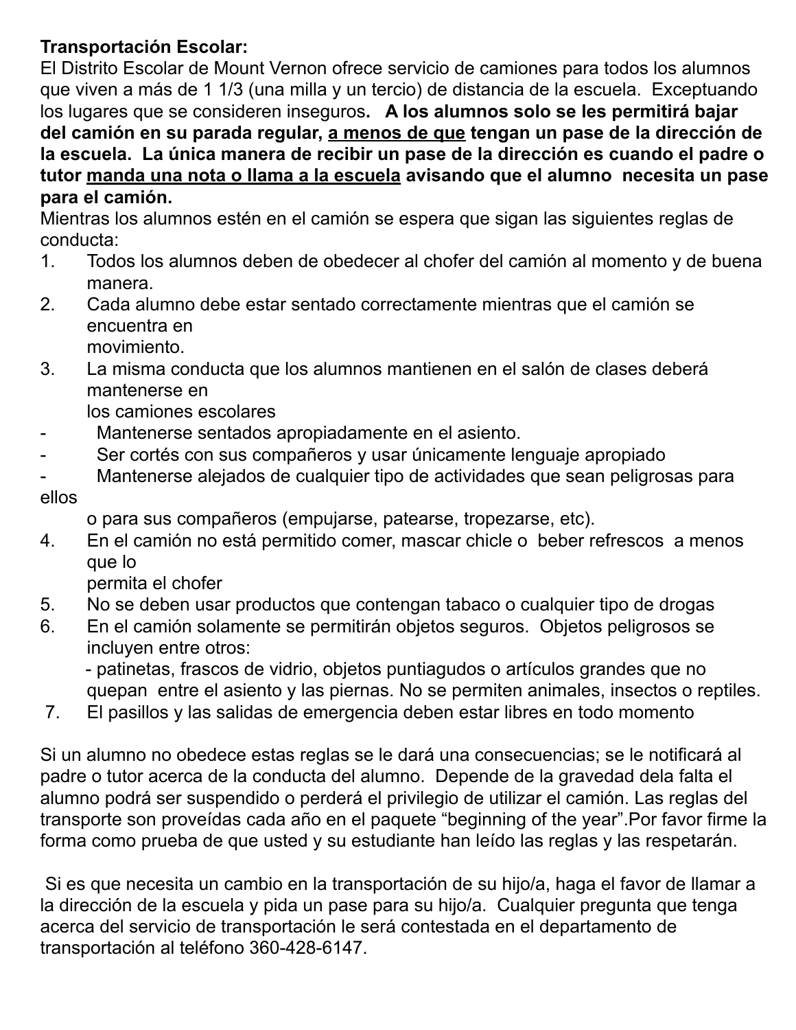**Transportación Escolar:**

El Distrito Escolar de Mount Vernon ofrece servicio de camiones para todos los alumnos que viven a más de 1 1/3 (una milla y un tercio) de distancia de la escuela. Exceptuando los lugares que se consideren inseguros**. A los alumnos solo se les permitirá bajar del camión en su parada regular, <u>a menos de que</u> tengan un pase de la dirección de la escuela. La única manera de recibir un pase de la dirección es cuando el padre o tutor <u>manda una nota o llama a la escuela</u> avisando que el alumno necesita un pase para el camión.**

Mientras los alumnos estén en el camión se espera que sigan las siguientes reglas de conducta:

1. Todos los alumnos deben de obedecer al chofer del camión al momento y de buena manera.
2. Cada alumno debe estar sentado correctamente mientras que el camión se encuentra en movimiento.
3. La misma conducta que los alumnos mantienen en el salón de clases deberá mantenerse en los camiones escolares
   - Mantenerse sentados apropiadamente en el asiento.
   - Ser cortés con sus compañeros y usar únicamente lenguaje apropiado
   - Mantenerse alejados de cualquier tipo de actividades que sean peligrosas para ellos o para sus compañeros (empujarse, patearse, tropezarse, etc).
4. En el camión no está permitido comer, mascar chicle o beber refrescos a menos que lo permita el chofer
5. No se deben usar productos que contengan tabaco o cualquier tipo de drogas
6. En el camión solamente se permitirán objetos seguros. Objetos peligrosos se incluyen entre otros:
   - patinetas, frascos de vidrio, objetos puntiagudos o artículos grandes que no quepan entre el asiento y las piernas. No se permiten animales, insectos o reptiles.
7. El pasillos y las salidas de emergencia deben estar libres en todo momento

Si un alumno no obedece estas reglas se le dará una consecuencias; se le notificará al padre o tutor acerca de la conducta del alumno. Depende de la gravedad dela falta el alumno podrá ser suspendido o perderá el privilegio de utilizar el camión. Las reglas del transporte son proveídas cada año en el paquete "beginning of the year".Por favor firme la forma como prueba de que usted y su estudiante han leído las reglas y las respetarán.

Si es que necesita un cambio en la transportación de su hijo/a, haga el favor de llamar a la dirección de la escuela y pida un pase para su hijo/a. Cualquier pregunta que tenga acerca del servicio de transportación le será contestada en el departamento de transportación al teléfono 360-428-6147.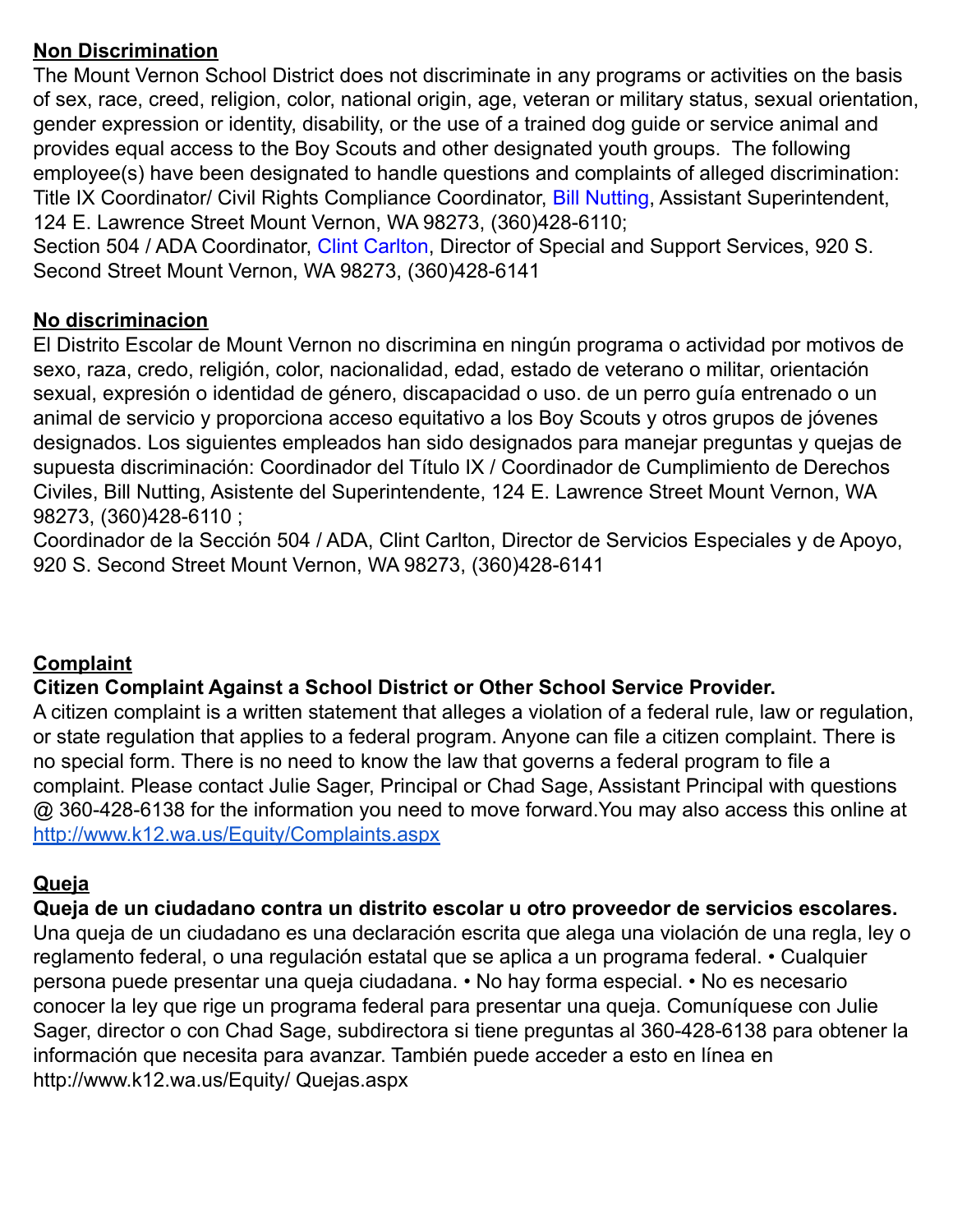**Non Discrimination**

The Mount Vernon School District does not discriminate in any programs or activities on the basis of sex, race, creed, religion, color, national origin, age, veteran or military status, sexual orientation, gender expression or identity, disability, or the use of a trained dog guide or service animal and provides equal access to the Boy Scouts and other designated youth groups. The following employee(s) have been designated to handle questions and complaints of alleged discrimination: Title IX Coordinator/ Civil Rights Compliance Coordinator, Bill Nutting, Assistant Superintendent, 124 E. Lawrence Street Mount Vernon, WA 98273, (360)428-6110;
Section 504 / ADA Coordinator, Clint Carlton, Director of Special and Support Services, 920 S. Second Street Mount Vernon, WA 98273, (360)428-6141

**No discriminacion**

El Distrito Escolar de Mount Vernon no discrimina en ningún programa o actividad por motivos de sexo, raza, credo, religión, color, nacionalidad, edad, estado de veterano o militar, orientación sexual, expresión o identidad de género, discapacidad o uso. de un perro guía entrenado o un animal de servicio y proporciona acceso equitativo a los Boy Scouts y otros grupos de jóvenes designados. Los siguientes empleados han sido designados para manejar preguntas y quejas de supuesta discriminación: Coordinador del Título IX / Coordinador de Cumplimiento de Derechos Civiles, Bill Nutting, Asistente del Superintendente, 124 E. Lawrence Street Mount Vernon, WA 98273, (360)428-6110 ;
Coordinador de la Sección 504 / ADA, Clint Carlton, Director de Servicios Especiales y de Apoyo, 920 S. Second Street Mount Vernon, WA 98273, (360)428-6141

**Complaint**

**Citizen Complaint Against a School District or Other School Service Provider.**
A citizen complaint is a written statement that alleges a violation of a federal rule, law or regulation, or state regulation that applies to a federal program. Anyone can file a citizen complaint. There is no special form. There is no need to know the law that governs a federal program to file a complaint. Please contact Julie Sager, Principal or Chad Sage, Assistant Principal with questions @ 360-428-6138 for the information you need to move forward.You may also access this online at http://www.k12.wa.us/Equity/Complaints.aspx

**Queja**

**Queja de un ciudadano contra un distrito escolar u otro proveedor de servicios escolares.**
Una queja de un ciudadano es una declaración escrita que alega una violación de una regla, ley o reglamento federal, o una regulación estatal que se aplica a un programa federal. • Cualquier persona puede presentar una queja ciudadana. • No hay forma especial. • No es necesario conocer la ley que rige un programa federal para presentar una queja. Comuníquese con Julie Sager, director o con Chad Sage, subdirectora si tiene preguntas al 360-428-6138 para obtener la información que necesita para avanzar. También puede acceder a esto en línea en http://www.k12.wa.us/Equity/ Quejas.aspx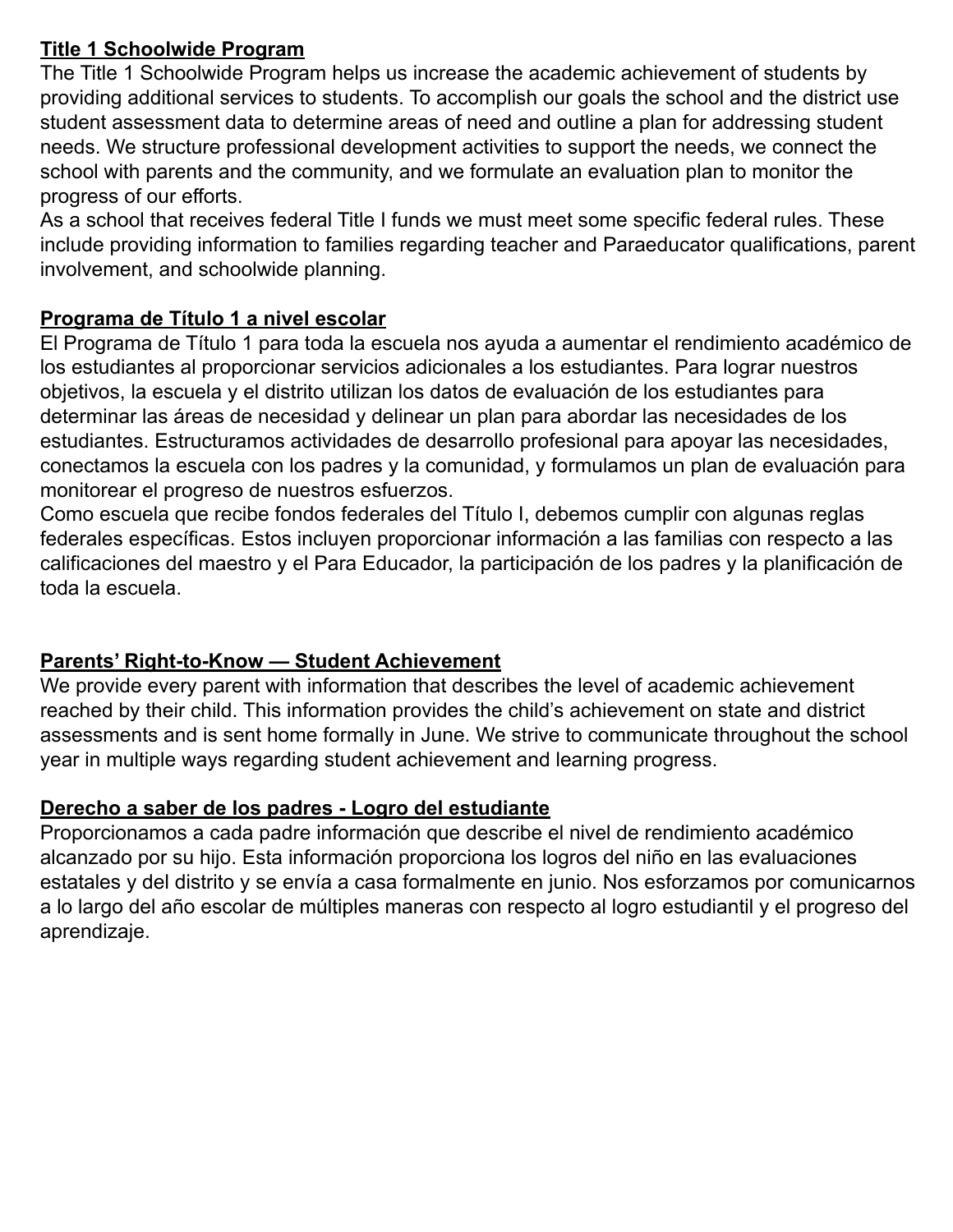## Title 1 Schoolwide Program

The Title 1 Schoolwide Program helps us increase the academic achievement of students by providing additional services to students. To accomplish our goals the school and the district use student assessment data to determine areas of need and outline a plan for addressing student needs. We structure professional development activities to support the needs, we connect the school with parents and the community, and we formulate an evaluation plan to monitor the progress of our efforts.

As a school that receives federal Title I funds we must meet some specific federal rules. These include providing information to families regarding teacher and Paraeducator qualifications, parent involvement, and schoolwide planning.

## Programa de Título 1 a nivel escolar

El Programa de Título 1 para toda la escuela nos ayuda a aumentar el rendimiento académico de los estudiantes al proporcionar servicios adicionales a los estudiantes. Para lograr nuestros objetivos, la escuela y el distrito utilizan los datos de evaluación de los estudiantes para determinar las áreas de necesidad y delinear un plan para abordar las necesidades de los estudiantes. Estructuramos actividades de desarrollo profesional para apoyar las necesidades, conectamos la escuela con los padres y la comunidad, y formulamos un plan de evaluación para monitorear el progreso de nuestros esfuerzos.

Como escuela que recibe fondos federales del Título I, debemos cumplir con algunas reglas federales específicas. Estos incluyen proporcionar información a las familias con respecto a las calificaciones del maestro y el Para Educador, la participación de los padres y la planificación de toda la escuela.

## Parents' Right-to-Know — Student Achievement

We provide every parent with information that describes the level of academic achievement reached by their child. This information provides the child's achievement on state and district assessments and is sent home formally in June. We strive to communicate throughout the school year in multiple ways regarding student achievement and learning progress.

## Derecho a saber de los padres - Logro del estudiante

Proporcionamos a cada padre información que describe el nivel de rendimiento académico alcanzado por su hijo. Esta información proporciona los logros del niño en las evaluaciones estatales y del distrito y se envía a casa formalmente en junio. Nos esforzamos por comunicarnos a lo largo del año escolar de múltiples maneras con respecto al logro estudiantil y el progreso del aprendizaje.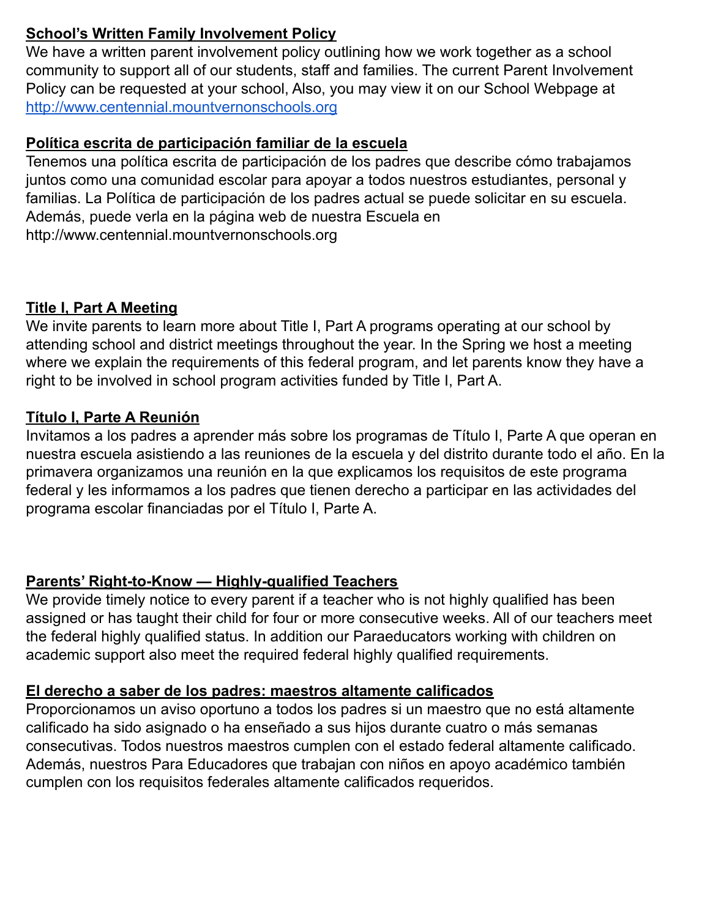## School's Written Family Involvement Policy

We have a written parent involvement policy outlining how we work together as a school community to support all of our students, staff and families. The current Parent Involvement Policy can be requested at your school, Also, you may view it on our School Webpage at http://www.centennial.mountvernonschools.org

## Política escrita de participación familiar de la escuela

Tenemos una política escrita de participación de los padres que describe cómo trabajamos juntos como una comunidad escolar para apoyar a todos nuestros estudiantes, personal y familias. La Política de participación de los padres actual se puede solicitar en su escuela. Además, puede verla en la página web de nuestra Escuela en http://www.centennial.mountvernonschools.org

## Title I, Part A Meeting

We invite parents to learn more about Title I, Part A programs operating at our school by attending school and district meetings throughout the year. In the Spring we host a meeting where we explain the requirements of this federal program, and let parents know they have a right to be involved in school program activities funded by Title I, Part A.

## Título I, Parte A Reunión

Invitamos a los padres a aprender más sobre los programas de Título I, Parte A que operan en nuestra escuela asistiendo a las reuniones de la escuela y del distrito durante todo el año. En la primavera organizamos una reunión en la que explicamos los requisitos de este programa federal y les informamos a los padres que tienen derecho a participar en las actividades del programa escolar financiadas por el Título I, Parte A.

## Parents' Right-to-Know — Highly-qualified Teachers

We provide timely notice to every parent if a teacher who is not highly qualified has been assigned or has taught their child for four or more consecutive weeks. All of our teachers meet the federal highly qualified status. In addition our Paraeducators working with children on academic support also meet the required federal highly qualified requirements.

## El derecho a saber de los padres: maestros altamente calificados

Proporcionamos un aviso oportuno a todos los padres si un maestro que no está altamente calificado ha sido asignado o ha enseñado a sus hijos durante cuatro o más semanas consecutivas. Todos nuestros maestros cumplen con el estado federal altamente calificado. Además, nuestros Para Educadores que trabajan con niños en apoyo académico también cumplen con los requisitos federales altamente calificados requeridos.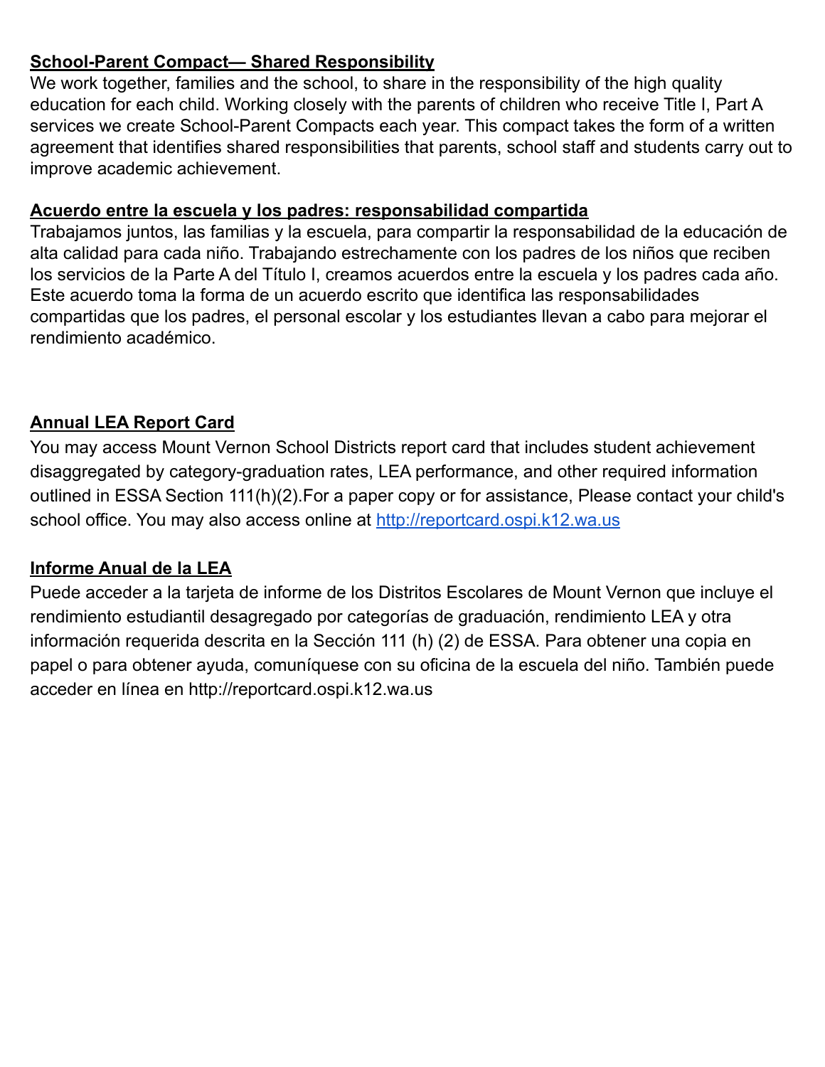**School-Parent Compact— Shared Responsibility**

We work together, families and the school, to share in the responsibility of the high quality education for each child. Working closely with the parents of children who receive Title I, Part A services we create School-Parent Compacts each year. This compact takes the form of a written agreement that identifies shared responsibilities that parents, school staff and students carry out to improve academic achievement.

**Acuerdo entre la escuela y los padres: responsabilidad compartida**

Trabajamos juntos, las familias y la escuela, para compartir la responsabilidad de la educación de alta calidad para cada niño. Trabajando estrechamente con los padres de los niños que reciben los servicios de la Parte A del Título I, creamos acuerdos entre la escuela y los padres cada año. Este acuerdo toma la forma de un acuerdo escrito que identifica las responsabilidades compartidas que los padres, el personal escolar y los estudiantes llevan a cabo para mejorar el rendimiento académico.

**Annual LEA Report Card**

You may access Mount Vernon School Districts report card that includes student achievement disaggregated by category-graduation rates, LEA performance, and other required information outlined in ESSA Section 111(h)(2).For a paper copy or for assistance, Please contact your child's school office. You may also access online at [http://reportcard.ospi.k12.wa.us](http://reportcard.ospi.k12.wa.us)

**Informe Anual de la LEA**

Puede acceder a la tarjeta de informe de los Distritos Escolares de Mount Vernon que incluye el rendimiento estudiantil desagregado por categorías de graduación, rendimiento LEA y otra información requerida descrita en la Sección 111 (h) (2) de ESSA. Para obtener una copia en papel o para obtener ayuda, comuníquese con su oficina de la escuela del niño. También puede acceder en línea en http://reportcard.ospi.k12.wa.us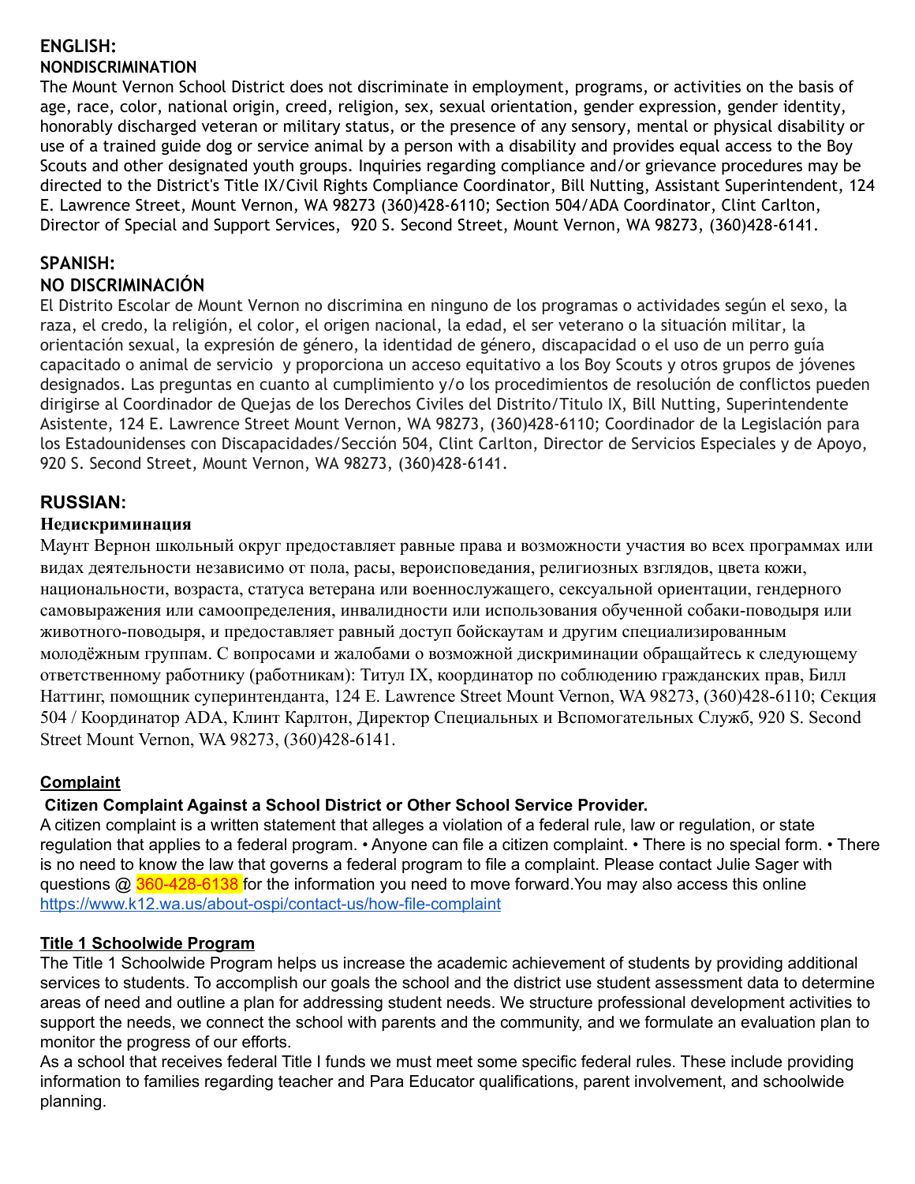## ENGLISH:

### NONDISCRIMINATION

The Mount Vernon School District does not discriminate in employment, programs, or activities on the basis of age, race, color, national origin, creed, religion, sex, sexual orientation, gender expression, gender identity, honorably discharged veteran or military status, or the presence of any sensory, mental or physical disability or use of a trained guide dog or service animal by a person with a disability and provides equal access to the Boy Scouts and other designated youth groups. Inquiries regarding compliance and/or grievance procedures may be directed to the District's Title IX/Civil Rights Compliance Coordinator, Bill Nutting, Assistant Superintendent, 124 E. Lawrence Street, Mount Vernon, WA 98273 (360)428-6110; Section 504/ADA Coordinator, Clint Carlton, Director of Special and Support Services, 920 S. Second Street, Mount Vernon, WA 98273, (360)428-6141.

## SPANISH:

### NO DISCRIMINACIÓN

El Distrito Escolar de Mount Vernon no discrimina en ninguno de los programas o actividades según el sexo, la raza, el credo, la religión, el color, el origen nacional, la edad, el ser veterano o la situación militar, la orientación sexual, la expresión de género, la identidad de género, discapacidad o el uso de un perro guía capacitado o animal de servicio y proporciona un acceso equitativo a los Boy Scouts y otros grupos de jóvenes designados. Las preguntas en cuanto al cumplimiento y/o los procedimientos de resolución de conflictos pueden dirigirse al Coordinador de Quejas de los Derechos Civiles del Distrito/Titulo IX, Bill Nutting, Superintendente Asistente, 124 E. Lawrence Street Mount Vernon, WA 98273, (360)428-6110; Coordinador de la Legislación para los Estadounidenses con Discapacidades/Sección 504, Clint Carlton, Director de Servicios Especiales y de Apoyo, 920 S. Second Street, Mount Vernon, WA 98273, (360)428-6141.

## RUSSIAN:

### Недискриминация

Маунт Вернон школьный округ предоставляет равные права и возможности участия во всех программах или видах деятельности независимо от пола, расы, вероисповедания, религиозных взглядов, цвета кожи, национальности, возраста, статуса ветерана или военнослужащего, сексуальной ориентации, гендерного самовыражения или самоопределения, инвалидности или использования обученной собаки-поводыря или животного-поводыря, и предоставляет равный доступ бойскаутам и другим специализированным молодёжным группам. С вопросами и жалобами о возможной дискриминации обращайтесь к следующему ответственному работнику (работникам): Титул IX, координатор по соблюдению гражданских прав, Билл Наттинг, помощник суперинтенданта, 124 E. Lawrence Street Mount Vernon, WA 98273, (360)428-6110; Секция 504 / Координатор ADA, Клинт Карлтон, Директор Специальных и Вспомогательных Служб, 920 S. Second Street Mount Vernon, WA 98273, (360)428-6141.

### Complaint

**Citizen Complaint Against a School District or Other School Service Provider.**

A citizen complaint is a written statement that alleges a violation of a federal rule, law or regulation, or state regulation that applies to a federal program. • Anyone can file a citizen complaint. • There is no special form. • There is no need to know the law that governs a federal program to file a complaint. Please contact Julie Sager with questions @ 360-428-6138 for the information you need to move forward.You may also access this online https://www.k12.wa.us/about-ospi/contact-us/how-file-complaint

### Title 1 Schoolwide Program

The Title 1 Schoolwide Program helps us increase the academic achievement of students by providing additional services to students. To accomplish our goals the school and the district use student assessment data to determine areas of need and outline a plan for addressing student needs. We structure professional development activities to support the needs, we connect the school with parents and the community, and we formulate an evaluation plan to monitor the progress of our efforts.

As a school that receives federal Title I funds we must meet some specific federal rules. These include providing information to families regarding teacher and Para Educator qualifications, parent involvement, and schoolwide planning.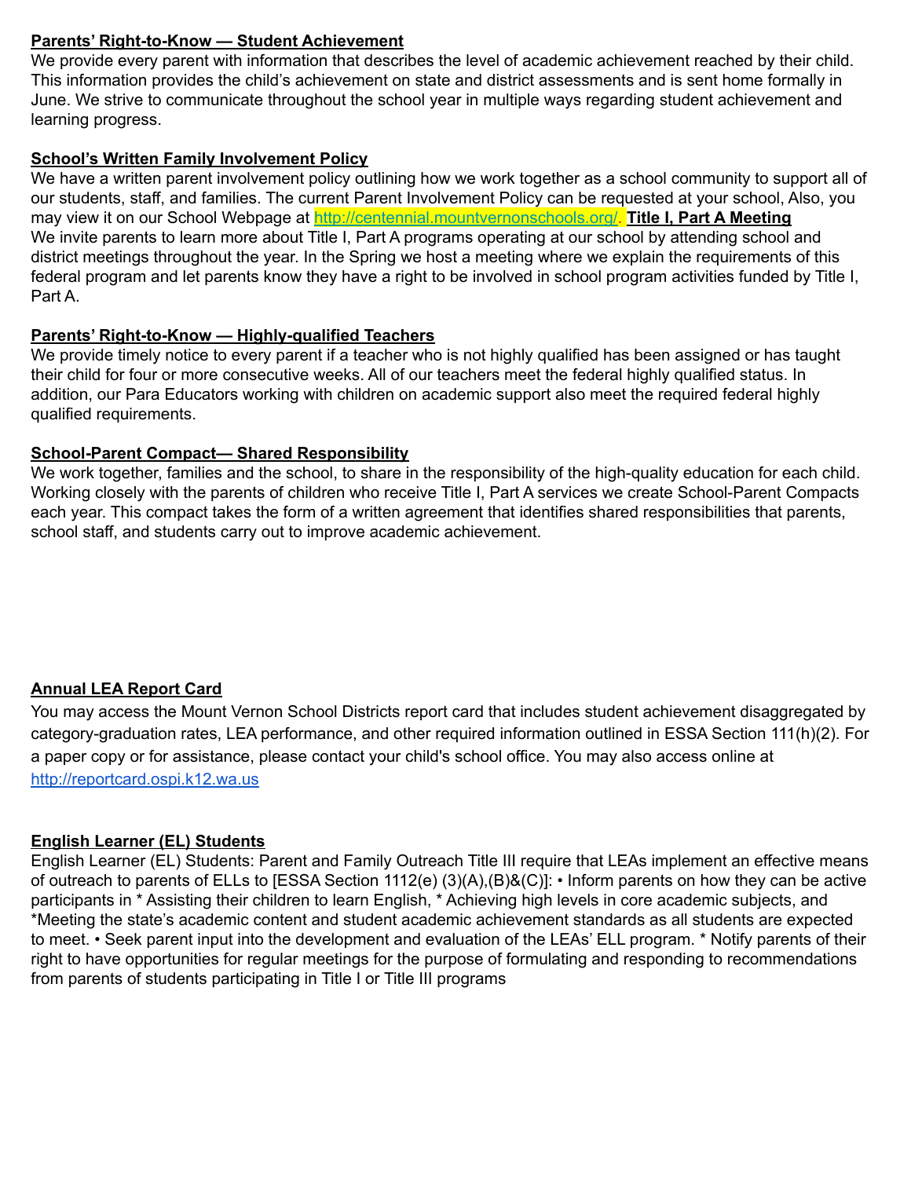**Parents' Right-to-Know — Student Achievement**

We provide every parent with information that describes the level of academic achievement reached by their child. This information provides the child's achievement on state and district assessments and is sent home formally in June. We strive to communicate throughout the school year in multiple ways regarding student achievement and learning progress.

**School's Written Family Involvement Policy**

We have a written parent involvement policy outlining how we work together as a school community to support all of our students, staff, and families. The current Parent Involvement Policy can be requested at your school, Also, you may view it on our School Webpage at http://centennial.mountvernonschools.org/.

**Title I, Part A Meeting**

We invite parents to learn more about Title I, Part A programs operating at our school by attending school and district meetings throughout the year. In the Spring we host a meeting where we explain the requirements of this federal program and let parents know they have a right to be involved in school program activities funded by Title I, Part A.

**Parents' Right-to-Know — Highly-qualified Teachers**

We provide timely notice to every parent if a teacher who is not highly qualified has been assigned or has taught their child for four or more consecutive weeks. All of our teachers meet the federal highly qualified status. In addition, our Para Educators working with children on academic support also meet the required federal highly qualified requirements.

**School-Parent Compact— Shared Responsibility**

We work together, families and the school, to share in the responsibility of the high-quality education for each child. Working closely with the parents of children who receive Title I, Part A services we create School-Parent Compacts each year. This compact takes the form of a written agreement that identifies shared responsibilities that parents, school staff, and students carry out to improve academic achievement.

**Annual LEA Report Card**

You may access the Mount Vernon School Districts report card that includes student achievement disaggregated by category-graduation rates, LEA performance, and other required information outlined in ESSA Section 111(h)(2). For a paper copy or for assistance, please contact your child's school office. You may also access online at http://reportcard.ospi.k12.wa.us

**English Learner (EL) Students**

English Learner (EL) Students: Parent and Family Outreach Title III require that LEAs implement an effective means of outreach to parents of ELLs to [ESSA Section 1112(e) (3)(A),(B)&(C)]: • Inform parents on how they can be active participants in * Assisting their children to learn English, * Achieving high levels in core academic subjects, and *Meeting the state's academic content and student academic achievement standards as all students are expected to meet. • Seek parent input into the development and evaluation of the LEAs' ELL program. * Notify parents of their right to have opportunities for regular meetings for the purpose of formulating and responding to recommendations from parents of students participating in Title I or Title III programs